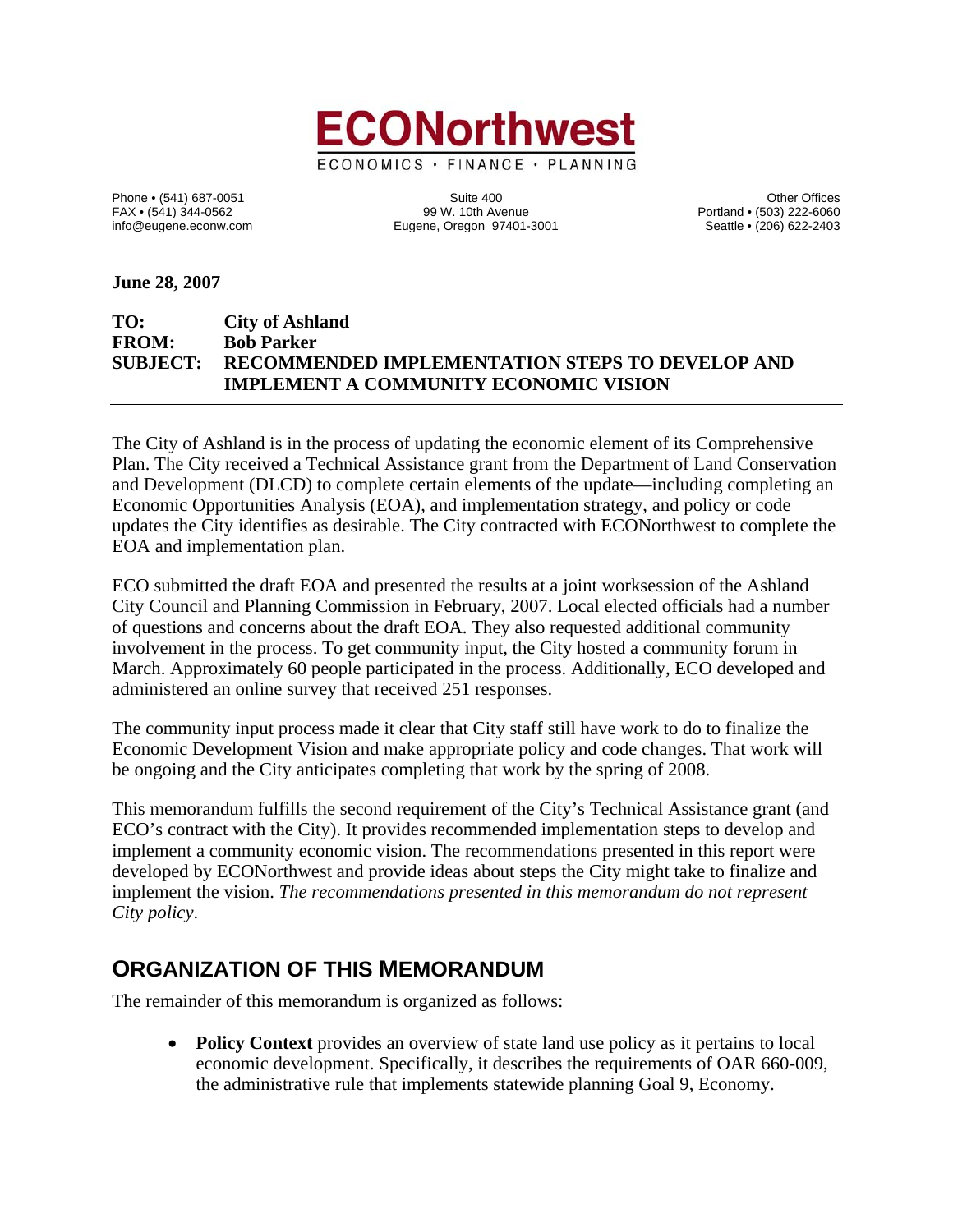# ECONorthwest

ECONOMICS • FINANCE • PLANNING

Phone • (541) 687-0051
FAX • (541) 344-0562
info@eugene.econw.com

Suite 400
99 W. 10th Avenue
Eugene, Oregon 97401-3001

Other Offices
Portland • (503) 222-6060
Seattle • (206) 622-2403

**June 28, 2007**

**TO:** **City of Ashland**
**FROM:** **Bob Parker**
**SUBJECT:** **RECOMMENDED IMPLEMENTATION STEPS TO DEVELOP AND IMPLEMENT A COMMUNITY ECONOMIC VISION**

---

The City of Ashland is in the process of updating the economic element of its Comprehensive Plan. The City received a Technical Assistance grant from the Department of Land Conservation and Development (DLCD) to complete certain elements of the update—including completing an Economic Opportunities Analysis (EOA), and implementation strategy, and policy or code updates the City identifies as desirable. The City contracted with ECONorthwest to complete the EOA and implementation plan.

ECO submitted the draft EOA and presented the results at a joint worksession of the Ashland City Council and Planning Commission in February, 2007. Local elected officials had a number of questions and concerns about the draft EOA. They also requested additional community involvement in the process. To get community input, the City hosted a community forum in March. Approximately 60 people participated in the process. Additionally, ECO developed and administered an online survey that received 251 responses.

The community input process made it clear that City staff still have work to do to finalize the Economic Development Vision and make appropriate policy and code changes. That work will be ongoing and the City anticipates completing that work by the spring of 2008.

This memorandum fulfills the second requirement of the City's Technical Assistance grant (and ECO's contract with the City). It provides recommended implementation steps to develop and implement a community economic vision. The recommendations presented in this report were developed by ECONorthwest and provide ideas about steps the City might take to finalize and implement the vision. *The recommendations presented in this memorandum do not represent City policy*.

## ORGANIZATION OF THIS MEMORANDUM

The remainder of this memorandum is organized as follows:

- **Policy Context** provides an overview of state land use policy as it pertains to local economic development. Specifically, it describes the requirements of OAR 660-009, the administrative rule that implements statewide planning Goal 9, Economy.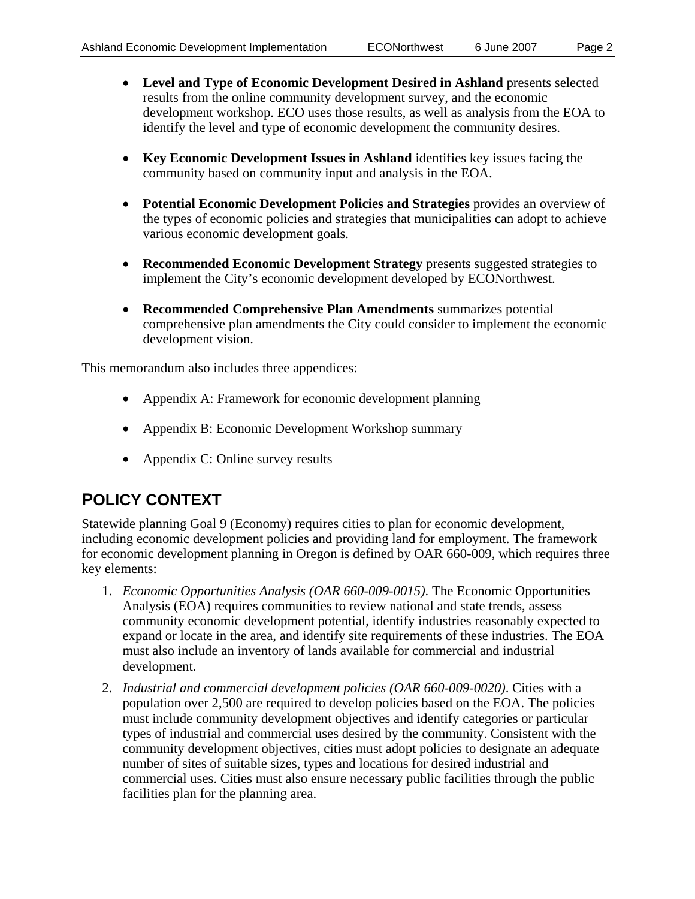- **Level and Type of Economic Development Desired in Ashland** presents selected results from the online community development survey, and the economic development workshop. ECO uses those results, as well as analysis from the EOA to identify the level and type of economic development the community desires.

- **Key Economic Development Issues in Ashland** identifies key issues facing the community based on community input and analysis in the EOA.

- **Potential Economic Development Policies and Strategies** provides an overview of the types of economic policies and strategies that municipalities can adopt to achieve various economic development goals.

- **Recommended Economic Development Strategy** presents suggested strategies to implement the City's economic development developed by ECONorthwest.

- **Recommended Comprehensive Plan Amendments** summarizes potential comprehensive plan amendments the City could consider to implement the economic development vision.

This memorandum also includes three appendices:

- Appendix A: Framework for economic development planning

- Appendix B: Economic Development Workshop summary

- Appendix C: Online survey results

## POLICY CONTEXT

Statewide planning Goal 9 (Economy) requires cities to plan for economic development, including economic development policies and providing land for employment. The framework for economic development planning in Oregon is defined by OAR 660-009, which requires three key elements:

1. *Economic Opportunities Analysis (OAR 660-009-0015).* The Economic Opportunities Analysis (EOA) requires communities to review national and state trends, assess community economic development potential, identify industries reasonably expected to expand or locate in the area, and identify site requirements of these industries. The EOA must also include an inventory of lands available for commercial and industrial development.

2. *Industrial and commercial development policies (OAR 660-009-0020)*. Cities with a population over 2,500 are required to develop policies based on the EOA. The policies must include community development objectives and identify categories or particular types of industrial and commercial uses desired by the community. Consistent with the community development objectives, cities must adopt policies to designate an adequate number of sites of suitable sizes, types and locations for desired industrial and commercial uses. Cities must also ensure necessary public facilities through the public facilities plan for the planning area.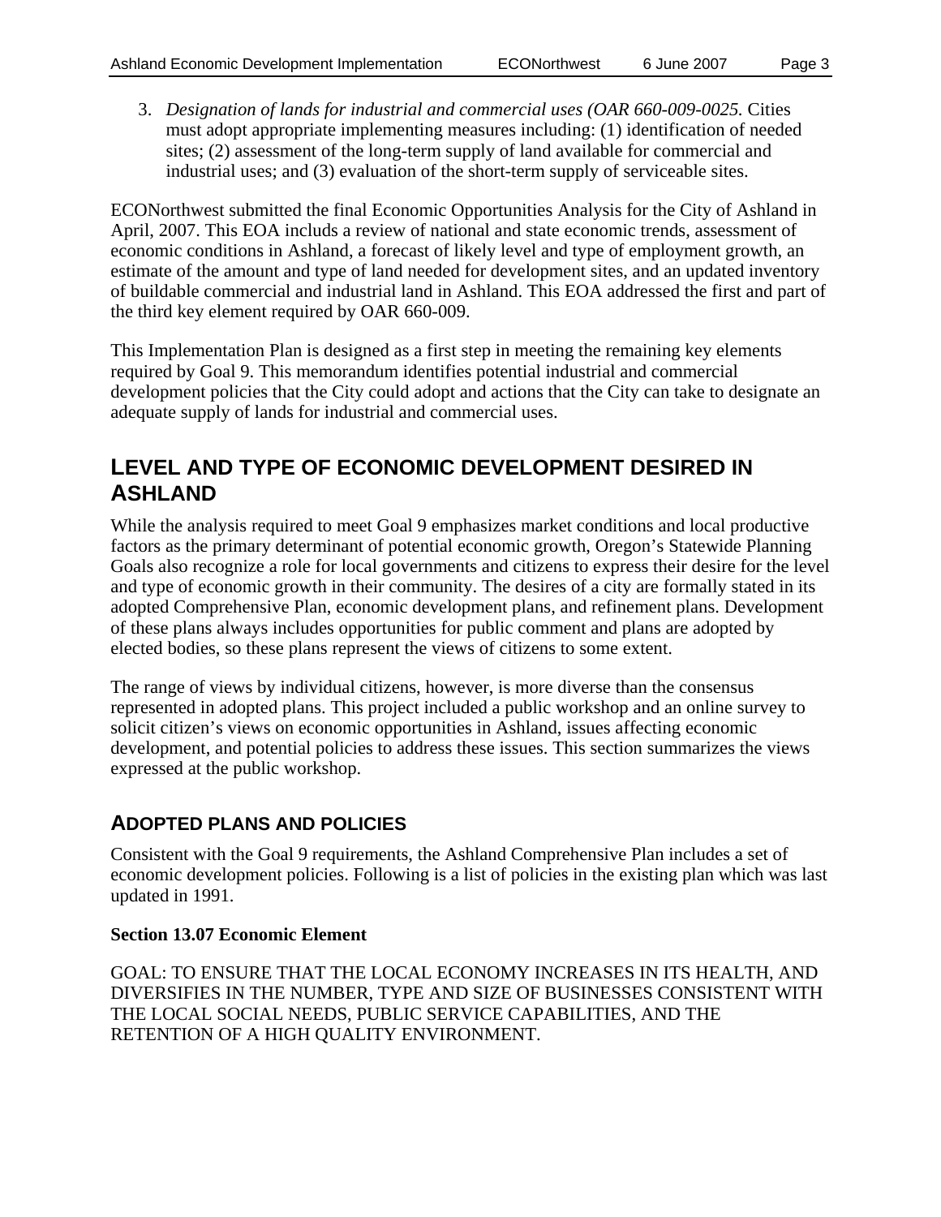3. *Designation of lands for industrial and commercial uses (OAR 660-009-0025.* Cities must adopt appropriate implementing measures including: (1) identification of needed sites; (2) assessment of the long-term supply of land available for commercial and industrial uses; and (3) evaluation of the short-term supply of serviceable sites.

ECONorthwest submitted the final Economic Opportunities Analysis for the City of Ashland in April, 2007. This EOA includs a review of national and state economic trends, assessment of economic conditions in Ashland, a forecast of likely level and type of employment growth, an estimate of the amount and type of land needed for development sites, and an updated inventory of buildable commercial and industrial land in Ashland. This EOA addressed the first and part of the third key element required by OAR 660-009.

This Implementation Plan is designed as a first step in meeting the remaining key elements required by Goal 9. This memorandum identifies potential industrial and commercial development policies that the City could adopt and actions that the City can take to designate an adequate supply of lands for industrial and commercial uses.

## LEVEL AND TYPE OF ECONOMIC DEVELOPMENT DESIRED IN ASHLAND

While the analysis required to meet Goal 9 emphasizes market conditions and local productive factors as the primary determinant of potential economic growth, Oregon's Statewide Planning Goals also recognize a role for local governments and citizens to express their desire for the level and type of economic growth in their community. The desires of a city are formally stated in its adopted Comprehensive Plan, economic development plans, and refinement plans. Development of these plans always includes opportunities for public comment and plans are adopted by elected bodies, so these plans represent the views of citizens to some extent.

The range of views by individual citizens, however, is more diverse than the consensus represented in adopted plans. This project included a public workshop and an online survey to solicit citizen's views on economic opportunities in Ashland, issues affecting economic development, and potential policies to address these issues. This section summarizes the views expressed at the public workshop.

### ADOPTED PLANS AND POLICIES

Consistent with the Goal 9 requirements, the Ashland Comprehensive Plan includes a set of economic development policies. Following is a list of policies in the existing plan which was last updated in 1991.

**Section 13.07 Economic Element**

GOAL: TO ENSURE THAT THE LOCAL ECONOMY INCREASES IN ITS HEALTH, AND DIVERSIFIES IN THE NUMBER, TYPE AND SIZE OF BUSINESSES CONSISTENT WITH THE LOCAL SOCIAL NEEDS, PUBLIC SERVICE CAPABILITIES, AND THE RETENTION OF A HIGH QUALITY ENVIRONMENT.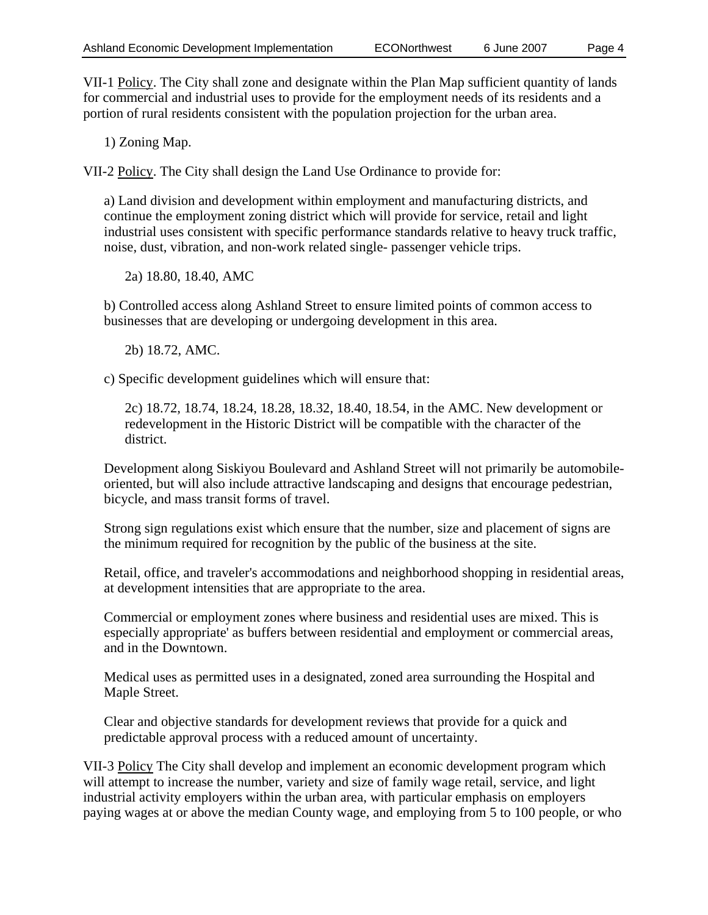VII-1 Policy. The City shall zone and designate within the Plan Map sufficient quantity of lands for commercial and industrial uses to provide for the employment needs of its residents and a portion of rural residents consistent with the population projection for the urban area.

1) Zoning Map.

VII-2 Policy. The City shall design the Land Use Ordinance to provide for:

a) Land division and development within employment and manufacturing districts, and continue the employment zoning district which will provide for service, retail and light industrial uses consistent with specific performance standards relative to heavy truck traffic, noise, dust, vibration, and non-work related single- passenger vehicle trips.

2a) 18.80, 18.40, AMC

b) Controlled access along Ashland Street to ensure limited points of common access to businesses that are developing or undergoing development in this area.

2b) 18.72, AMC.

c) Specific development guidelines which will ensure that:

2c) 18.72, 18.74, 18.24, 18.28, 18.32, 18.40, 18.54, in the AMC. New development or redevelopment in the Historic District will be compatible with the character of the district.

Development along Siskiyou Boulevard and Ashland Street will not primarily be automobile-oriented, but will also include attractive landscaping and designs that encourage pedestrian, bicycle, and mass transit forms of travel.

Strong sign regulations exist which ensure that the number, size and placement of signs are the minimum required for recognition by the public of the business at the site.

Retail, office, and traveler's accommodations and neighborhood shopping in residential areas, at development intensities that are appropriate to the area.

Commercial or employment zones where business and residential uses are mixed. This is especially appropriate' as buffers between residential and employment or commercial areas, and in the Downtown.

Medical uses as permitted uses in a designated, zoned area surrounding the Hospital and Maple Street.

Clear and objective standards for development reviews that provide for a quick and predictable approval process with a reduced amount of uncertainty.

VII-3 Policy The City shall develop and implement an economic development program which will attempt to increase the number, variety and size of family wage retail, service, and light industrial activity employers within the urban area, with particular emphasis on employers paying wages at or above the median County wage, and employing from 5 to 100 people, or who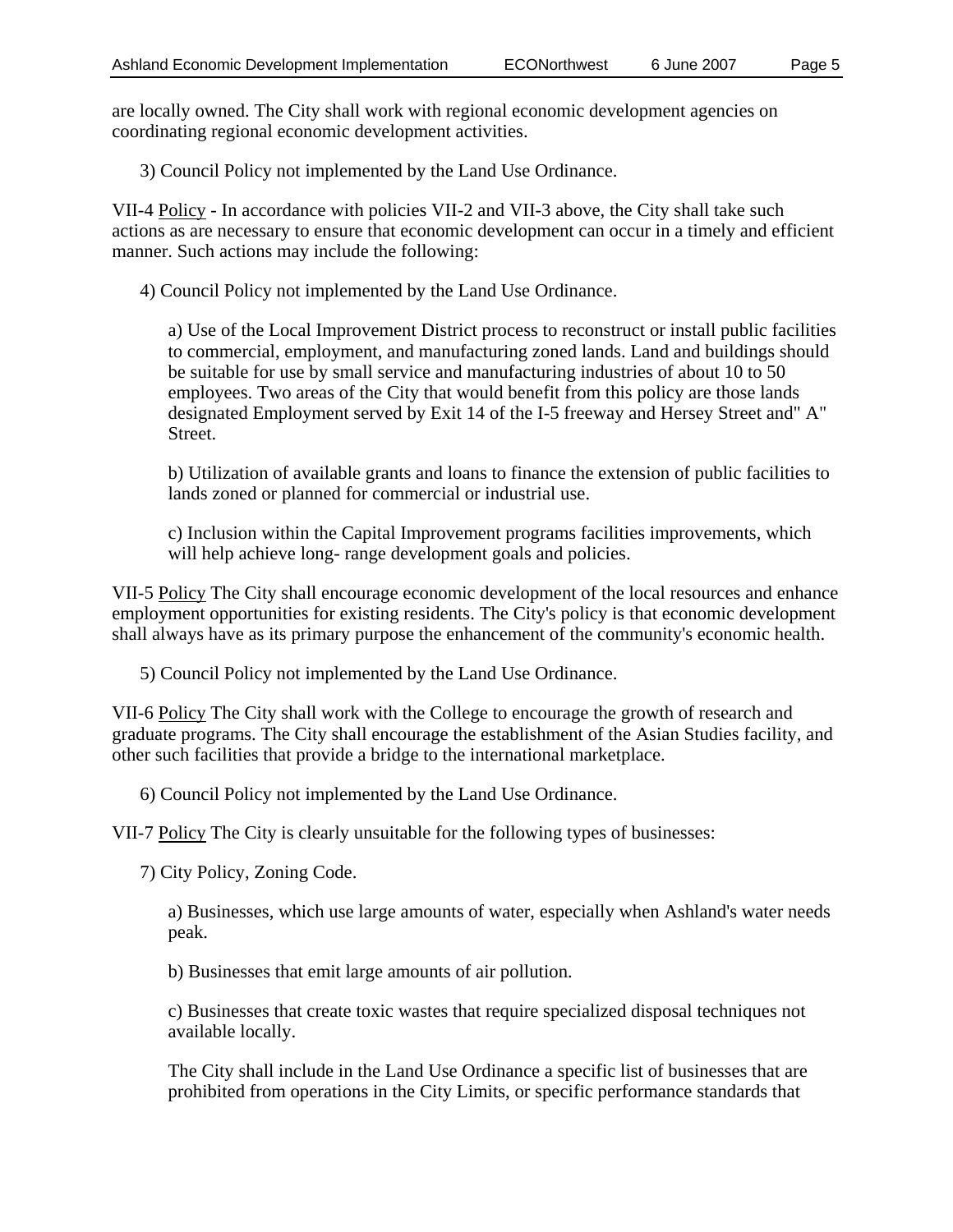are locally owned. The City shall work with regional economic development agencies on coordinating regional economic development activities.

3) Council Policy not implemented by the Land Use Ordinance.

VII-4 Policy - In accordance with policies VII-2 and VII-3 above, the City shall take such actions as are necessary to ensure that economic development can occur in a timely and efficient manner. Such actions may include the following:

4) Council Policy not implemented by the Land Use Ordinance.

a) Use of the Local Improvement District process to reconstruct or install public facilities to commercial, employment, and manufacturing zoned lands. Land and buildings should be suitable for use by small service and manufacturing industries of about 10 to 50 employees. Two areas of the City that would benefit from this policy are those lands designated Employment served by Exit 14 of the I-5 freeway and Hersey Street and" A" Street.

b) Utilization of available grants and loans to finance the extension of public facilities to lands zoned or planned for commercial or industrial use.

c) Inclusion within the Capital Improvement programs facilities improvements, which will help achieve long- range development goals and policies.

VII-5 Policy The City shall encourage economic development of the local resources and enhance employment opportunities for existing residents. The City's policy is that economic development shall always have as its primary purpose the enhancement of the community's economic health.

5) Council Policy not implemented by the Land Use Ordinance.

VII-6 Policy The City shall work with the College to encourage the growth of research and graduate programs. The City shall encourage the establishment of the Asian Studies facility, and other such facilities that provide a bridge to the international marketplace.

6) Council Policy not implemented by the Land Use Ordinance.

VII-7 Policy The City is clearly unsuitable for the following types of businesses:

7) City Policy, Zoning Code.

a) Businesses, which use large amounts of water, especially when Ashland's water needs peak.

b) Businesses that emit large amounts of air pollution.

c) Businesses that create toxic wastes that require specialized disposal techniques not available locally.

The City shall include in the Land Use Ordinance a specific list of businesses that are prohibited from operations in the City Limits, or specific performance standards that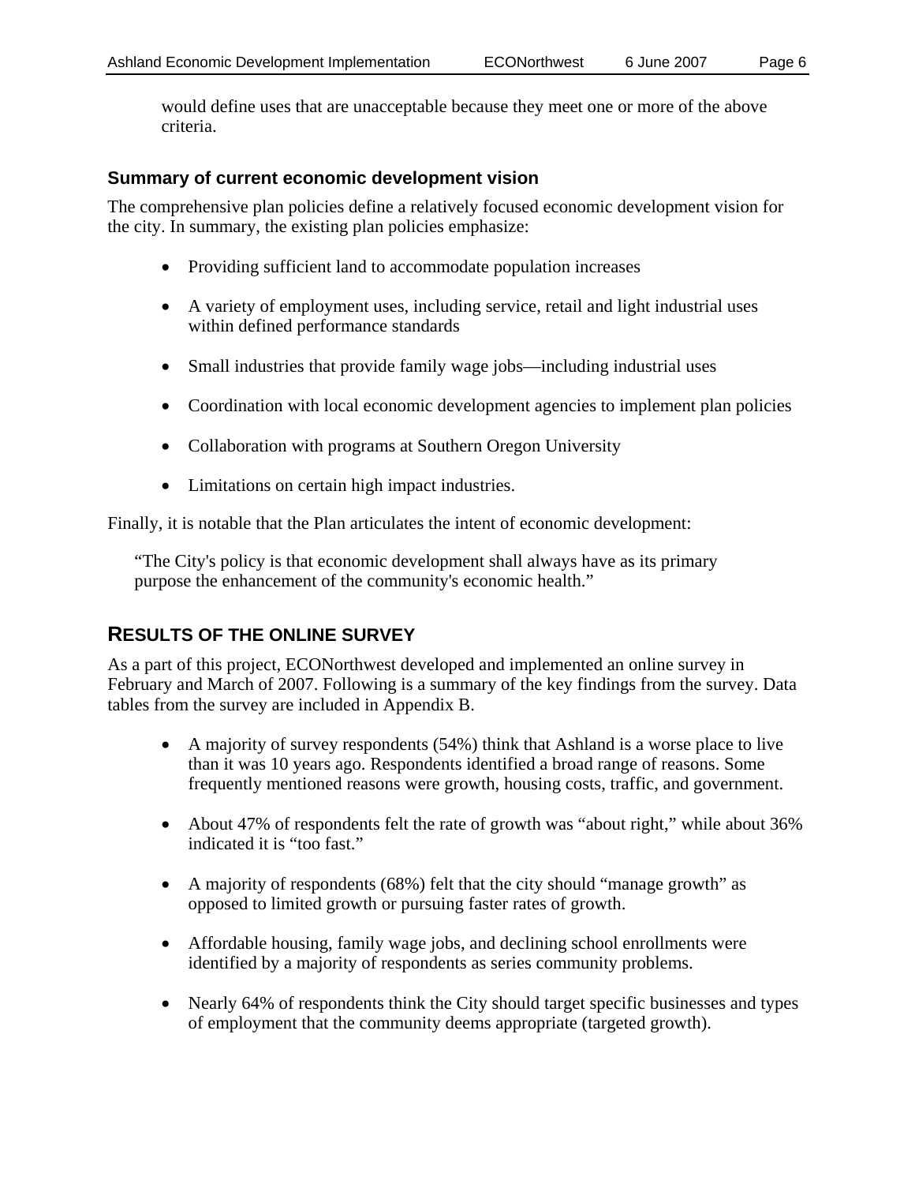would define uses that are unacceptable because they meet one or more of the above criteria.

### Summary of current economic development vision

The comprehensive plan policies define a relatively focused economic development vision for the city. In summary, the existing plan policies emphasize:

- Providing sufficient land to accommodate population increases
- A variety of employment uses, including service, retail and light industrial uses within defined performance standards
- Small industries that provide family wage jobs—including industrial uses
- Coordination with local economic development agencies to implement plan policies
- Collaboration with programs at Southern Oregon University
- Limitations on certain high impact industries.

Finally, it is notable that the Plan articulates the intent of economic development:

> "The City's policy is that economic development shall always have as its primary purpose the enhancement of the community's economic health."

## RESULTS OF THE ONLINE SURVEY

As a part of this project, ECONorthwest developed and implemented an online survey in February and March of 2007. Following is a summary of the key findings from the survey. Data tables from the survey are included in Appendix B.

- A majority of survey respondents (54%) think that Ashland is a worse place to live than it was 10 years ago. Respondents identified a broad range of reasons. Some frequently mentioned reasons were growth, housing costs, traffic, and government.
- About 47% of respondents felt the rate of growth was "about right," while about 36% indicated it is "too fast."
- A majority of respondents (68%) felt that the city should "manage growth" as opposed to limited growth or pursuing faster rates of growth.
- Affordable housing, family wage jobs, and declining school enrollments were identified by a majority of respondents as series community problems.
- Nearly 64% of respondents think the City should target specific businesses and types of employment that the community deems appropriate (targeted growth).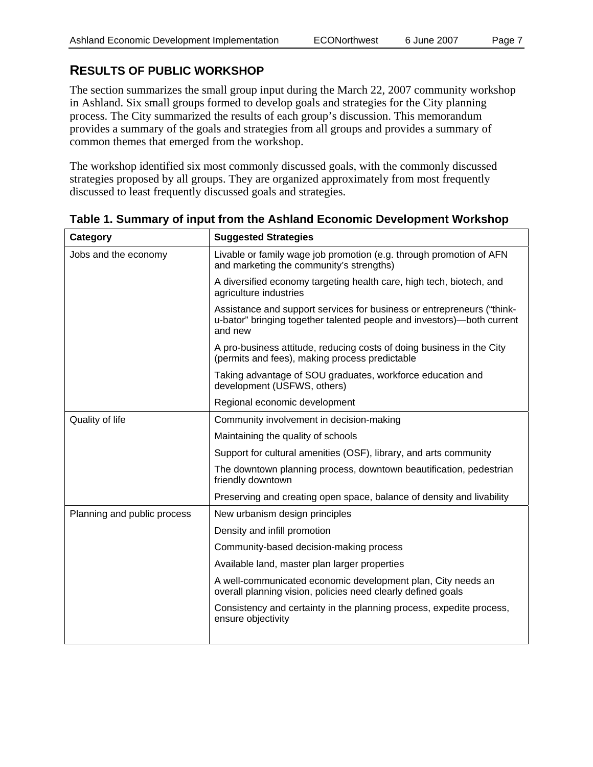## RESULTS OF PUBLIC WORKSHOP

The section summarizes the small group input during the March 22, 2007 community workshop in Ashland. Six small groups formed to develop goals and strategies for the City planning process. The City summarized the results of each group's discussion. This memorandum provides a summary of the goals and strategies from all groups and provides a summary of common themes that emerged from the workshop.

The workshop identified six most commonly discussed goals, with the commonly discussed strategies proposed by all groups. They are organized approximately from most frequently discussed to least frequently discussed goals and strategies.

**Table 1. Summary of input from the Ashland Economic Development Workshop**

| Category | Suggested Strategies |
|---|---|
| Jobs and the economy | Livable or family wage job promotion (e.g. through promotion of AFN and marketing the community's strengths) |
| | A diversified economy targeting health care, high tech, biotech, and agriculture industries |
| | Assistance and support services for business or entrepreneurs ("think-u-bator" bringing together talented people and investors)—both current and new |
| | A pro-business attitude, reducing costs of doing business in the City (permits and fees), making process predictable |
| | Taking advantage of SOU graduates, workforce education and development (USFWS, others) |
| | Regional economic development |
| Quality of life | Community involvement in decision-making |
| | Maintaining the quality of schools |
| | Support for cultural amenities (OSF), library, and arts community |
| | The downtown planning process, downtown beautification, pedestrian friendly downtown |
| | Preserving and creating open space, balance of density and livability |
| Planning and public process | New urbanism design principles |
| | Density and infill promotion |
| | Community-based decision-making process |
| | Available land, master plan larger properties |
| | A well-communicated economic development plan, City needs an overall planning vision, policies need clearly defined goals |
| | Consistency and certainty in the planning process, expedite process, ensure objectivity |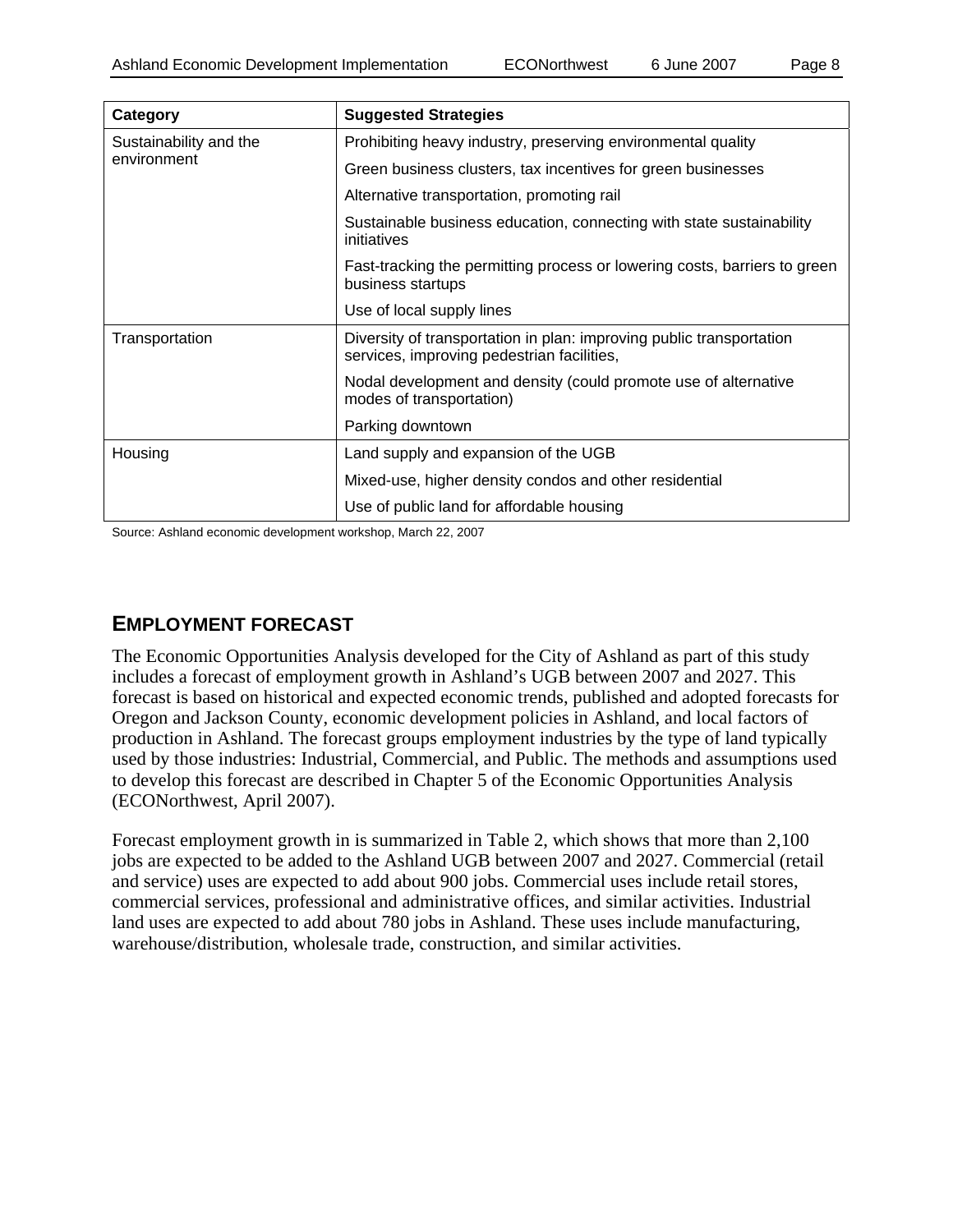| Category | Suggested Strategies |
|---|---|
| Sustainability and the environment | Prohibiting heavy industry, preserving environmental quality |
| | Green business clusters, tax incentives for green businesses |
| | Alternative transportation, promoting rail |
| | Sustainable business education, connecting with state sustainability initiatives |
| | Fast-tracking the permitting process or lowering costs, barriers to green business startups |
| | Use of local supply lines |
| Transportation | Diversity of transportation in plan: improving public transportation services, improving pedestrian facilities, |
| | Nodal development and density (could promote use of alternative modes of transportation) |
| | Parking downtown |
| Housing | Land supply and expansion of the UGB |
| | Mixed-use, higher density condos and other residential |
| | Use of public land for affordable housing |

Source: Ashland economic development workshop, March 22, 2007

## EMPLOYMENT FORECAST

The Economic Opportunities Analysis developed for the City of Ashland as part of this study includes a forecast of employment growth in Ashland's UGB between 2007 and 2027. This forecast is based on historical and expected economic trends, published and adopted forecasts for Oregon and Jackson County, economic development policies in Ashland, and local factors of production in Ashland. The forecast groups employment industries by the type of land typically used by those industries: Industrial, Commercial, and Public. The methods and assumptions used to develop this forecast are described in Chapter 5 of the Economic Opportunities Analysis (ECONorthwest, April 2007).

Forecast employment growth in is summarized in Table 2, which shows that more than 2,100 jobs are expected to be added to the Ashland UGB between 2007 and 2027. Commercial (retail and service) uses are expected to add about 900 jobs. Commercial uses include retail stores, commercial services, professional and administrative offices, and similar activities. Industrial land uses are expected to add about 780 jobs in Ashland. These uses include manufacturing, warehouse/distribution, wholesale trade, construction, and similar activities.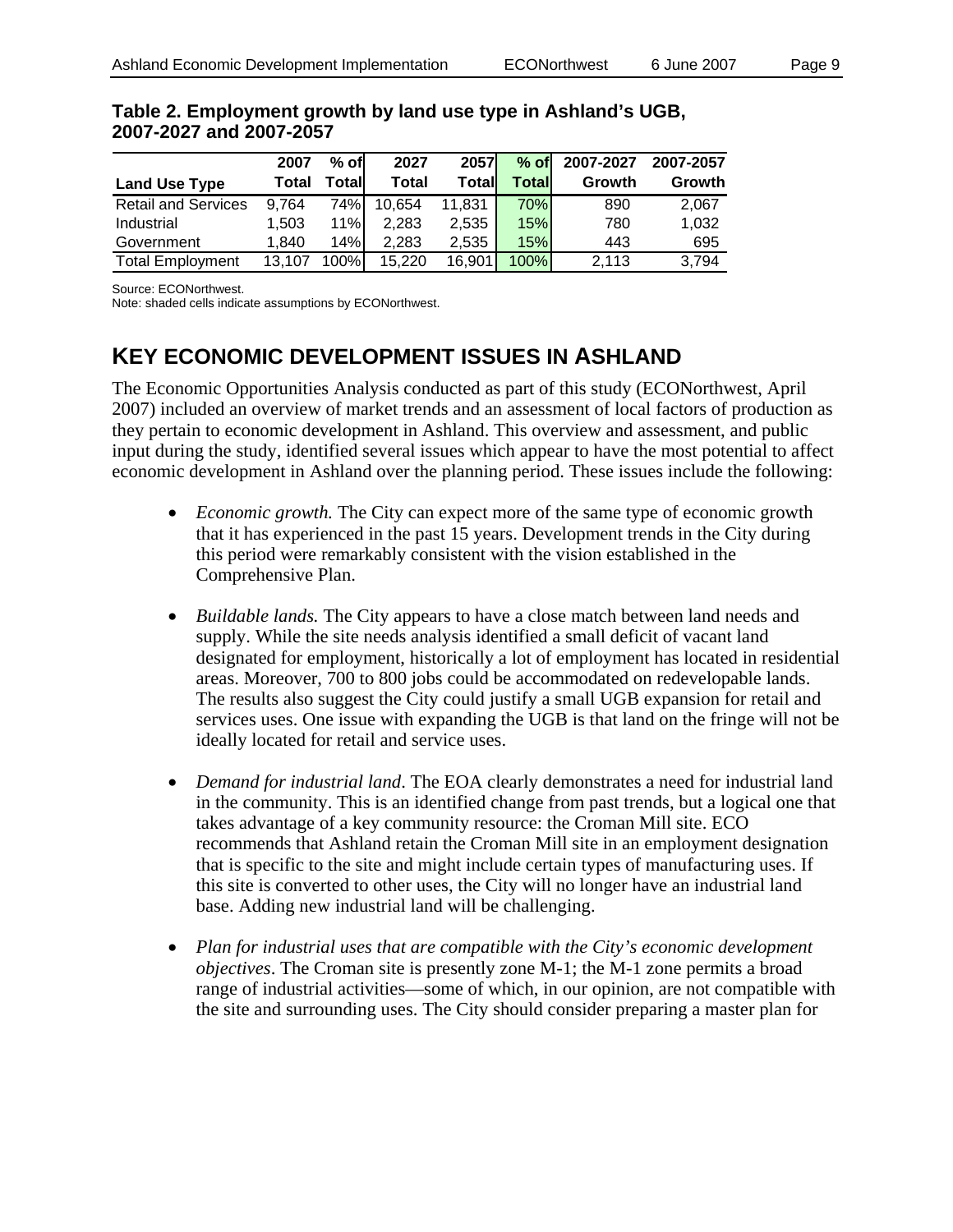**Table 2. Employment growth by land use type in Ashland's UGB, 2007-2027 and 2007-2057**

| Land Use Type | 2007 Total | % of Total | 2027 Total | 2057 Total | % of Total | 2007-2027 Growth | 2007-2057 Growth |
|---|---|---|---|---|---|---|---|
| Retail and Services | 9,764 | 74% | 10,654 | 11,831 | 70% | 890 | 2,067 |
| Industrial | 1,503 | 11% | 2,283 | 2,535 | 15% | 780 | 1,032 |
| Government | 1,840 | 14% | 2,283 | 2,535 | 15% | 443 | 695 |
| Total Employment | 13,107 | 100% | 15,220 | 16,901 | 100% | 2,113 | 3,794 |

Source: ECONorthwest.
Note: shaded cells indicate assumptions by ECONorthwest.

## KEY ECONOMIC DEVELOPMENT ISSUES IN ASHLAND

The Economic Opportunities Analysis conducted as part of this study (ECONorthwest, April 2007) included an overview of market trends and an assessment of local factors of production as they pertain to economic development in Ashland. This overview and assessment, and public input during the study, identified several issues which appear to have the most potential to affect economic development in Ashland over the planning period. These issues include the following:

- *Economic growth.* The City can expect more of the same type of economic growth that it has experienced in the past 15 years. Development trends in the City during this period were remarkably consistent with the vision established in the Comprehensive Plan.

- *Buildable lands.* The City appears to have a close match between land needs and supply. While the site needs analysis identified a small deficit of vacant land designated for employment, historically a lot of employment has located in residential areas. Moreover, 700 to 800 jobs could be accommodated on redevelopable lands. The results also suggest the City could justify a small UGB expansion for retail and services uses. One issue with expanding the UGB is that land on the fringe will not be ideally located for retail and service uses.

- *Demand for industrial land*. The EOA clearly demonstrates a need for industrial land in the community. This is an identified change from past trends, but a logical one that takes advantage of a key community resource: the Croman Mill site. ECO recommends that Ashland retain the Croman Mill site in an employment designation that is specific to the site and might include certain types of manufacturing uses. If this site is converted to other uses, the City will no longer have an industrial land base. Adding new industrial land will be challenging.

- *Plan for industrial uses that are compatible with the City's economic development objectives*. The Croman site is presently zone M-1; the M-1 zone permits a broad range of industrial activities—some of which, in our opinion, are not compatible with the site and surrounding uses. The City should consider preparing a master plan for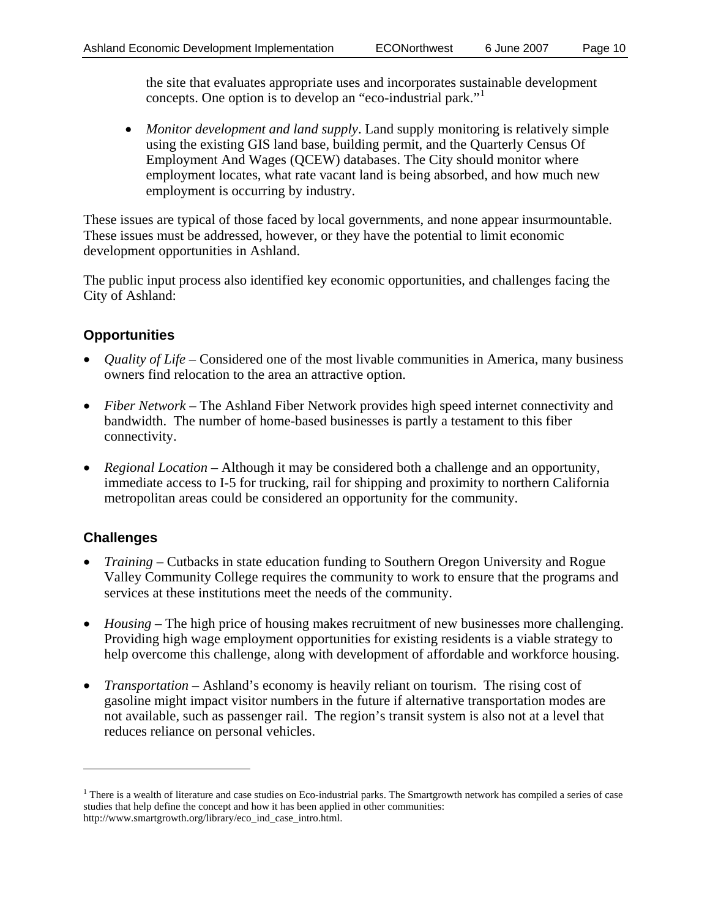the site that evaluates appropriate uses and incorporates sustainable development concepts. One option is to develop an "eco-industrial park."[1]

- *Monitor development and land supply*. Land supply monitoring is relatively simple using the existing GIS land base, building permit, and the Quarterly Census Of Employment And Wages (QCEW) databases. The City should monitor where employment locates, what rate vacant land is being absorbed, and how much new employment is occurring by industry.

These issues are typical of those faced by local governments, and none appear insurmountable. These issues must be addressed, however, or they have the potential to limit economic development opportunities in Ashland.

The public input process also identified key economic opportunities, and challenges facing the City of Ashland:

## Opportunities

- *Quality of Life* – Considered one of the most livable communities in America, many business owners find relocation to the area an attractive option.
- *Fiber Network* – The Ashland Fiber Network provides high speed internet connectivity and bandwidth. The number of home-based businesses is partly a testament to this fiber connectivity.
- *Regional Location* – Although it may be considered both a challenge and an opportunity, immediate access to I-5 for trucking, rail for shipping and proximity to northern California metropolitan areas could be considered an opportunity for the community.

## Challenges

- *Training* – Cutbacks in state education funding to Southern Oregon University and Rogue Valley Community College requires the community to work to ensure that the programs and services at these institutions meet the needs of the community.
- *Housing* – The high price of housing makes recruitment of new businesses more challenging. Providing high wage employment opportunities for existing residents is a viable strategy to help overcome this challenge, along with development of affordable and workforce housing.
- *Transportation* – Ashland's economy is heavily reliant on tourism. The rising cost of gasoline might impact visitor numbers in the future if alternative transportation modes are not available, such as passenger rail. The region's transit system is also not at a level that reduces reliance on personal vehicles.

---

[1] There is a wealth of literature and case studies on Eco-industrial parks. The Smartgrowth network has compiled a series of case studies that help define the concept and how it has been applied in other communities: http://www.smartgrowth.org/library/eco_ind_case_intro.html.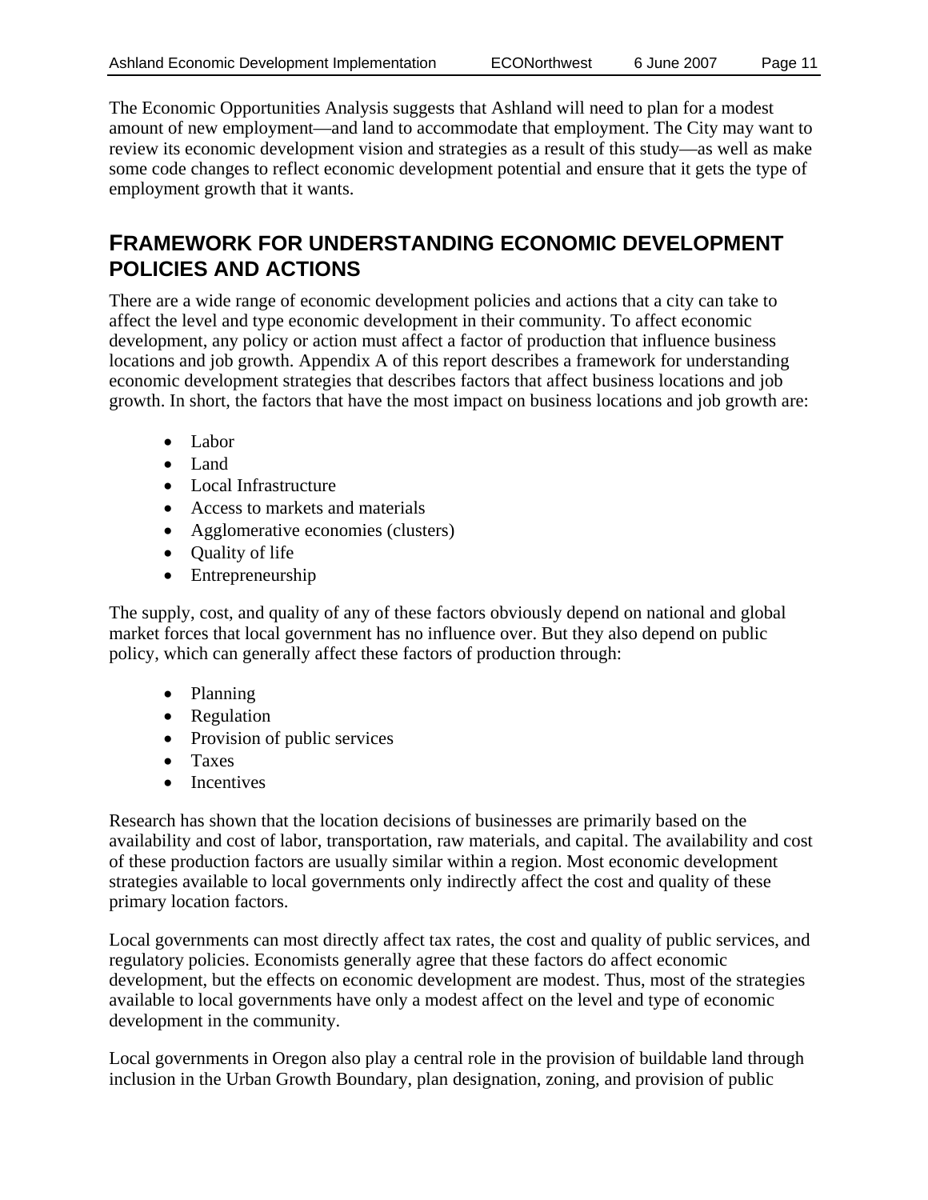The Economic Opportunities Analysis suggests that Ashland will need to plan for a modest amount of new employment—and land to accommodate that employment. The City may want to review its economic development vision and strategies as a result of this study—as well as make some code changes to reflect economic development potential and ensure that it gets the type of employment growth that it wants.

## FRAMEWORK FOR UNDERSTANDING ECONOMIC DEVELOPMENT POLICIES AND ACTIONS

There are a wide range of economic development policies and actions that a city can take to affect the level and type economic development in their community. To affect economic development, any policy or action must affect a factor of production that influence business locations and job growth. Appendix A of this report describes a framework for understanding economic development strategies that describes factors that affect business locations and job growth. In short, the factors that have the most impact on business locations and job growth are:

- Labor
- Land
- Local Infrastructure
- Access to markets and materials
- Agglomerative economies (clusters)
- Quality of life
- Entrepreneurship

The supply, cost, and quality of any of these factors obviously depend on national and global market forces that local government has no influence over. But they also depend on public policy, which can generally affect these factors of production through:

- Planning
- Regulation
- Provision of public services
- Taxes
- Incentives

Research has shown that the location decisions of businesses are primarily based on the availability and cost of labor, transportation, raw materials, and capital. The availability and cost of these production factors are usually similar within a region. Most economic development strategies available to local governments only indirectly affect the cost and quality of these primary location factors.

Local governments can most directly affect tax rates, the cost and quality of public services, and regulatory policies. Economists generally agree that these factors do affect economic development, but the effects on economic development are modest. Thus, most of the strategies available to local governments have only a modest affect on the level and type of economic development in the community.

Local governments in Oregon also play a central role in the provision of buildable land through inclusion in the Urban Growth Boundary, plan designation, zoning, and provision of public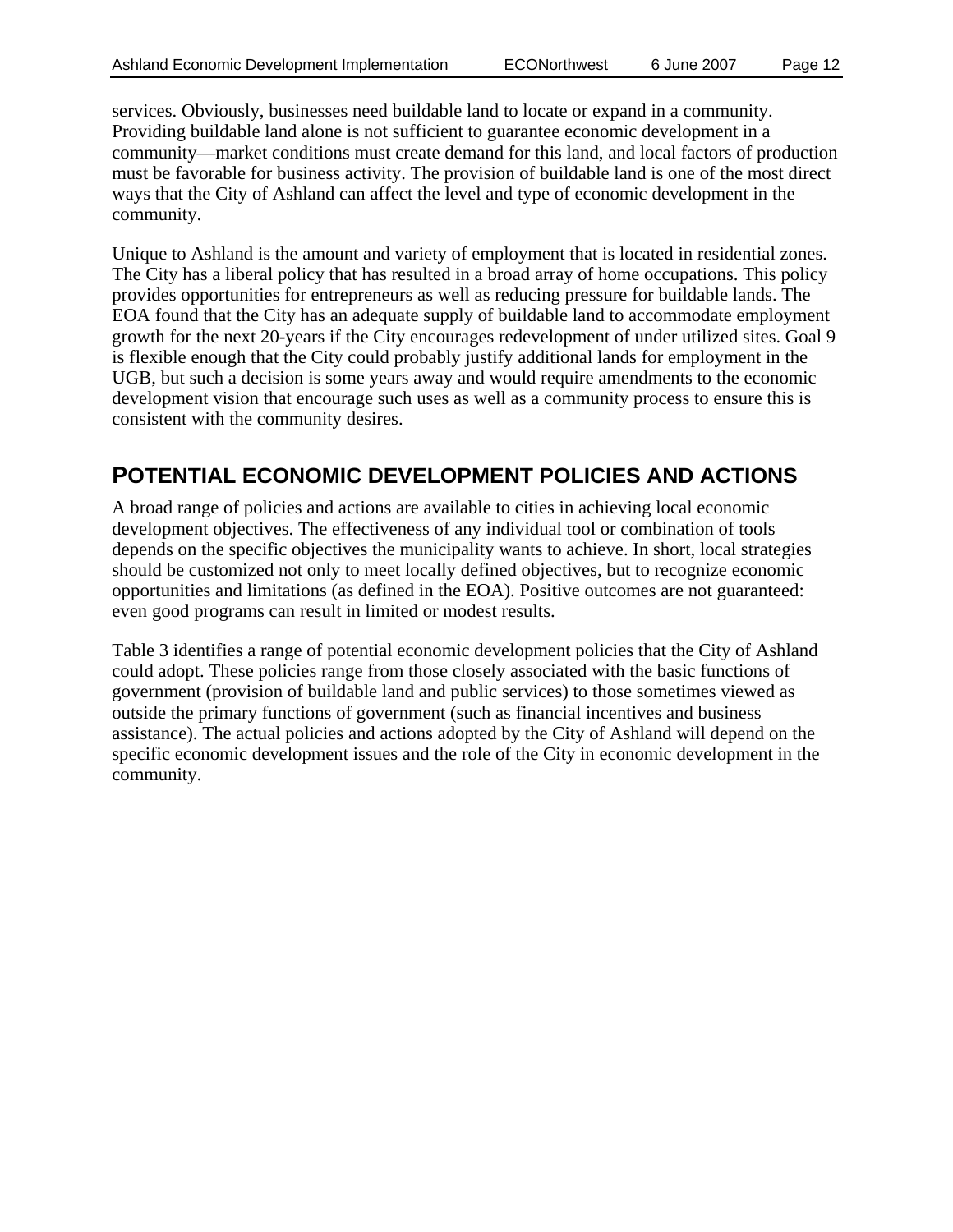services. Obviously, businesses need buildable land to locate or expand in a community. Providing buildable land alone is not sufficient to guarantee economic development in a community—market conditions must create demand for this land, and local factors of production must be favorable for business activity. The provision of buildable land is one of the most direct ways that the City of Ashland can affect the level and type of economic development in the community.

Unique to Ashland is the amount and variety of employment that is located in residential zones. The City has a liberal policy that has resulted in a broad array of home occupations. This policy provides opportunities for entrepreneurs as well as reducing pressure for buildable lands. The EOA found that the City has an adequate supply of buildable land to accommodate employment growth for the next 20-years if the City encourages redevelopment of under utilized sites. Goal 9 is flexible enough that the City could probably justify additional lands for employment in the UGB, but such a decision is some years away and would require amendments to the economic development vision that encourage such uses as well as a community process to ensure this is consistent with the community desires.

## POTENTIAL ECONOMIC DEVELOPMENT POLICIES AND ACTIONS

A broad range of policies and actions are available to cities in achieving local economic development objectives. The effectiveness of any individual tool or combination of tools depends on the specific objectives the municipality wants to achieve. In short, local strategies should be customized not only to meet locally defined objectives, but to recognize economic opportunities and limitations (as defined in the EOA). Positive outcomes are not guaranteed: even good programs can result in limited or modest results.

Table 3 identifies a range of potential economic development policies that the City of Ashland could adopt. These policies range from those closely associated with the basic functions of government (provision of buildable land and public services) to those sometimes viewed as outside the primary functions of government (such as financial incentives and business assistance). The actual policies and actions adopted by the City of Ashland will depend on the specific economic development issues and the role of the City in economic development in the community.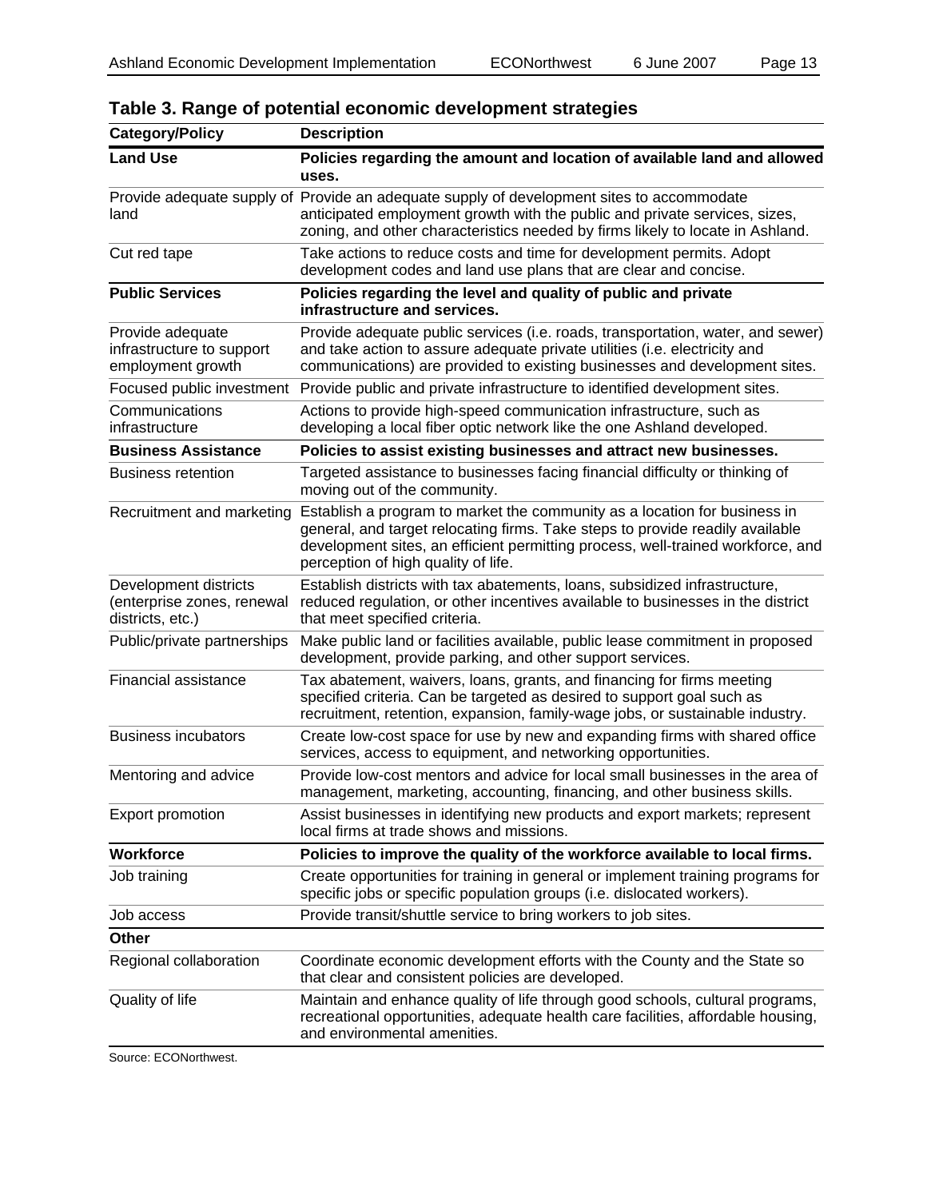**Table 3. Range of potential economic development strategies**

| Category/Policy | Description |
|---|---|
| **Land Use** | **Policies regarding the amount and location of available land and allowed uses.** |
| Provide adequate supply of land | Provide an adequate supply of development sites to accommodate anticipated employment growth with the public and private services, sizes, zoning, and other characteristics needed by firms likely to locate in Ashland. |
| Cut red tape | Take actions to reduce costs and time for development permits. Adopt development codes and land use plans that are clear and concise. |
| **Public Services** | **Policies regarding the level and quality of public and private infrastructure and services.** |
| Provide adequate infrastructure to support employment growth | Provide adequate public services (i.e. roads, transportation, water, and sewer) and take action to assure adequate private utilities (i.e. electricity and communications) are provided to existing businesses and development sites. |
| Focused public investment | Provide public and private infrastructure to identified development sites. |
| Communications infrastructure | Actions to provide high-speed communication infrastructure, such as developing a local fiber optic network like the one Ashland developed. |
| **Business Assistance** | **Policies to assist existing businesses and attract new businesses.** |
| Business retention | Targeted assistance to businesses facing financial difficulty or thinking of moving out of the community. |
| Recruitment and marketing | Establish a program to market the community as a location for business in general, and target relocating firms. Take steps to provide readily available development sites, an efficient permitting process, well-trained workforce, and perception of high quality of life. |
| Development districts (enterprise zones, renewal districts, etc.) | Establish districts with tax abatements, loans, subsidized infrastructure, reduced regulation, or other incentives available to businesses in the district that meet specified criteria. |
| Public/private partnerships | Make public land or facilities available, public lease commitment in proposed development, provide parking, and other support services. |
| Financial assistance | Tax abatement, waivers, loans, grants, and financing for firms meeting specified criteria. Can be targeted as desired to support goal such as recruitment, retention, expansion, family-wage jobs, or sustainable industry. |
| Business incubators | Create low-cost space for use by new and expanding firms with shared office services, access to equipment, and networking opportunities. |
| Mentoring and advice | Provide low-cost mentors and advice for local small businesses in the area of management, marketing, accounting, financing, and other business skills. |
| Export promotion | Assist businesses in identifying new products and export markets; represent local firms at trade shows and missions. |
| **Workforce** | **Policies to improve the quality of the workforce available to local firms.** |
| Job training | Create opportunities for training in general or implement training programs for specific jobs or specific population groups (i.e. dislocated workers). |
| Job access | Provide transit/shuttle service to bring workers to job sites. |
| **Other** | |
| Regional collaboration | Coordinate economic development efforts with the County and the State so that clear and consistent policies are developed. |
| Quality of life | Maintain and enhance quality of life through good schools, cultural programs, recreational opportunities, adequate health care facilities, affordable housing, and environmental amenities. |

Source: ECONorthwest.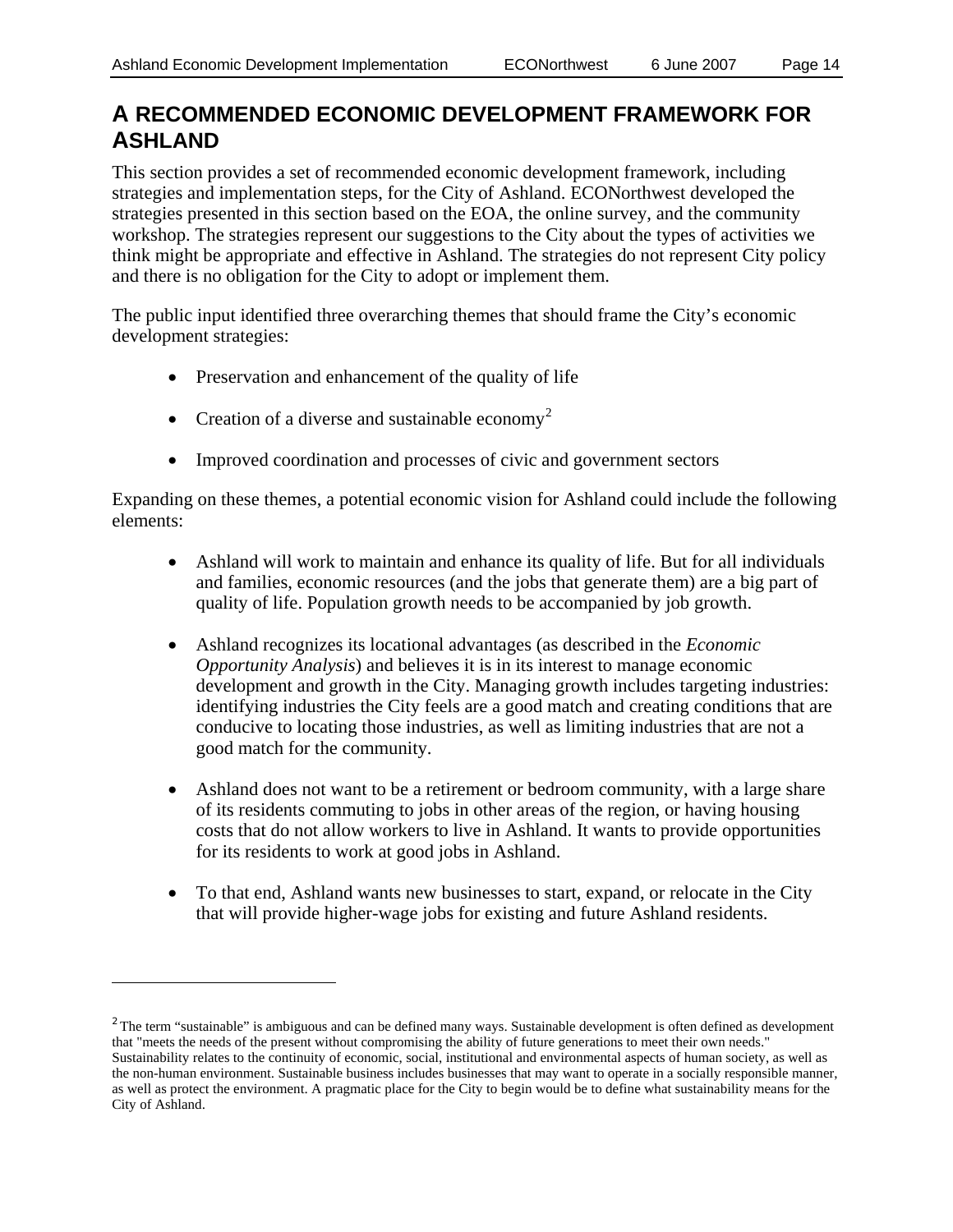# A RECOMMENDED ECONOMIC DEVELOPMENT FRAMEWORK FOR ASHLAND

This section provides a set of recommended economic development framework, including strategies and implementation steps, for the City of Ashland. ECONorthwest developed the strategies presented in this section based on the EOA, the online survey, and the community workshop. The strategies represent our suggestions to the City about the types of activities we think might be appropriate and effective in Ashland. The strategies do not represent City policy and there is no obligation for the City to adopt or implement them.

The public input identified three overarching themes that should frame the City's economic development strategies:

- Preservation and enhancement of the quality of life
- Creation of a diverse and sustainable economy[2]
- Improved coordination and processes of civic and government sectors

Expanding on these themes, a potential economic vision for Ashland could include the following elements:

- Ashland will work to maintain and enhance its quality of life. But for all individuals and families, economic resources (and the jobs that generate them) are a big part of quality of life. Population growth needs to be accompanied by job growth.
- Ashland recognizes its locational advantages (as described in the *Economic Opportunity Analysis*) and believes it is in its interest to manage economic development and growth in the City. Managing growth includes targeting industries: identifying industries the City feels are a good match and creating conditions that are conducive to locating those industries, as well as limiting industries that are not a good match for the community.
- Ashland does not want to be a retirement or bedroom community, with a large share of its residents commuting to jobs in other areas of the region, or having housing costs that do not allow workers to live in Ashland. It wants to provide opportunities for its residents to work at good jobs in Ashland.
- To that end, Ashland wants new businesses to start, expand, or relocate in the City that will provide higher-wage jobs for existing and future Ashland residents.

---

[2] The term "sustainable" is ambiguous and can be defined many ways. Sustainable development is often defined as development that "meets the needs of the present without compromising the ability of future generations to meet their own needs." Sustainability relates to the continuity of economic, social, institutional and environmental aspects of human society, as well as the non-human environment. Sustainable business includes businesses that may want to operate in a socially responsible manner, as well as protect the environment. A pragmatic place for the City to begin would be to define what sustainability means for the City of Ashland.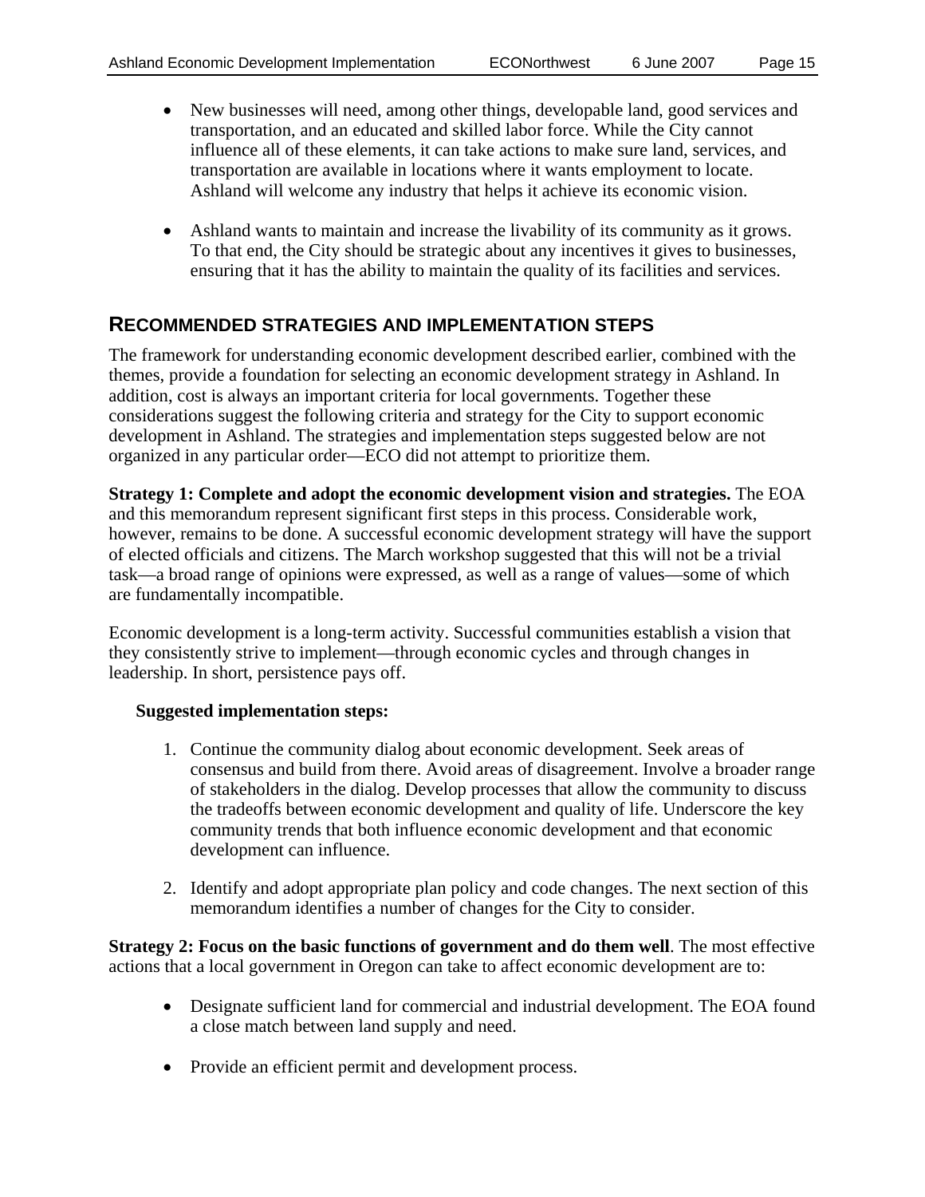- New businesses will need, among other things, developable land, good services and transportation, and an educated and skilled labor force. While the City cannot influence all of these elements, it can take actions to make sure land, services, and transportation are available in locations where it wants employment to locate. Ashland will welcome any industry that helps it achieve its economic vision.

- Ashland wants to maintain and increase the livability of its community as it grows. To that end, the City should be strategic about any incentives it gives to businesses, ensuring that it has the ability to maintain the quality of its facilities and services.

## RECOMMENDED STRATEGIES AND IMPLEMENTATION STEPS

The framework for understanding economic development described earlier, combined with the themes, provide a foundation for selecting an economic development strategy in Ashland. In addition, cost is always an important criteria for local governments. Together these considerations suggest the following criteria and strategy for the City to support economic development in Ashland. The strategies and implementation steps suggested below are not organized in any particular order—ECO did not attempt to prioritize them.

**Strategy 1: Complete and adopt the economic development vision and strategies.** The EOA and this memorandum represent significant first steps in this process. Considerable work, however, remains to be done. A successful economic development strategy will have the support of elected officials and citizens. The March workshop suggested that this will not be a trivial task—a broad range of opinions were expressed, as well as a range of values—some of which are fundamentally incompatible.

Economic development is a long-term activity. Successful communities establish a vision that they consistently strive to implement—through economic cycles and through changes in leadership. In short, persistence pays off.

**Suggested implementation steps:**

1. Continue the community dialog about economic development. Seek areas of consensus and build from there. Avoid areas of disagreement. Involve a broader range of stakeholders in the dialog. Develop processes that allow the community to discuss the tradeoffs between economic development and quality of life. Underscore the key community trends that both influence economic development and that economic development can influence.

2. Identify and adopt appropriate plan policy and code changes. The next section of this memorandum identifies a number of changes for the City to consider.

**Strategy 2: Focus on the basic functions of government and do them well**. The most effective actions that a local government in Oregon can take to affect economic development are to:

- Designate sufficient land for commercial and industrial development. The EOA found a close match between land supply and need.

- Provide an efficient permit and development process.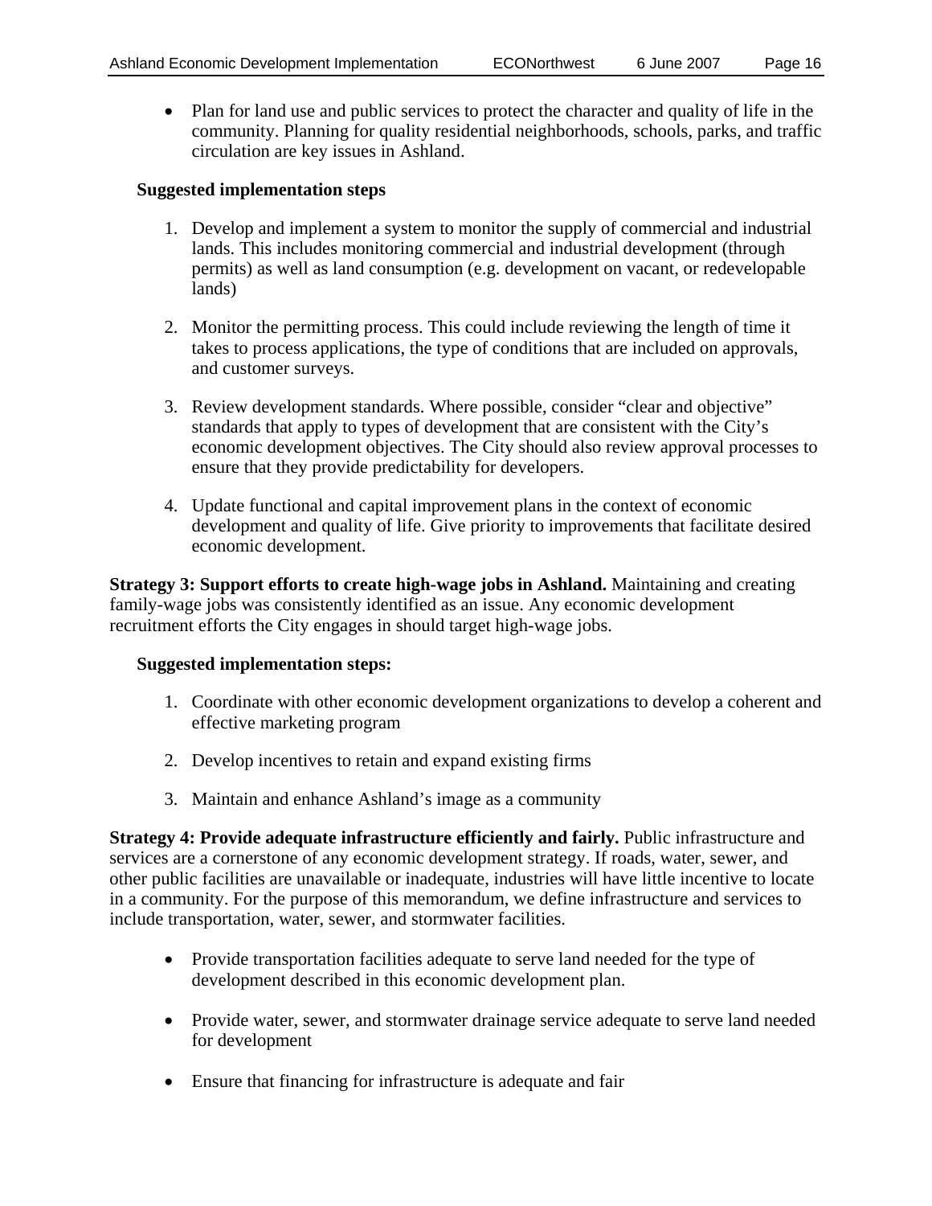- Plan for land use and public services to protect the character and quality of life in the community. Planning for quality residential neighborhoods, schools, parks, and traffic circulation are key issues in Ashland.

**Suggested implementation steps**

1. Develop and implement a system to monitor the supply of commercial and industrial lands. This includes monitoring commercial and industrial development (through permits) as well as land consumption (e.g. development on vacant, or redevelopable lands)

2. Monitor the permitting process. This could include reviewing the length of time it takes to process applications, the type of conditions that are included on approvals, and customer surveys.

3. Review development standards. Where possible, consider "clear and objective" standards that apply to types of development that are consistent with the City's economic development objectives. The City should also review approval processes to ensure that they provide predictability for developers.

4. Update functional and capital improvement plans in the context of economic development and quality of life. Give priority to improvements that facilitate desired economic development.

**Strategy 3: Support efforts to create high-wage jobs in Ashland.** Maintaining and creating family-wage jobs was consistently identified as an issue. Any economic development recruitment efforts the City engages in should target high-wage jobs.

**Suggested implementation steps:**

1. Coordinate with other economic development organizations to develop a coherent and effective marketing program

2. Develop incentives to retain and expand existing firms

3. Maintain and enhance Ashland's image as a community

**Strategy 4: Provide adequate infrastructure efficiently and fairly.** Public infrastructure and services are a cornerstone of any economic development strategy. If roads, water, sewer, and other public facilities are unavailable or inadequate, industries will have little incentive to locate in a community. For the purpose of this memorandum, we define infrastructure and services to include transportation, water, sewer, and stormwater facilities.

- Provide transportation facilities adequate to serve land needed for the type of development described in this economic development plan.

- Provide water, sewer, and stormwater drainage service adequate to serve land needed for development

- Ensure that financing for infrastructure is adequate and fair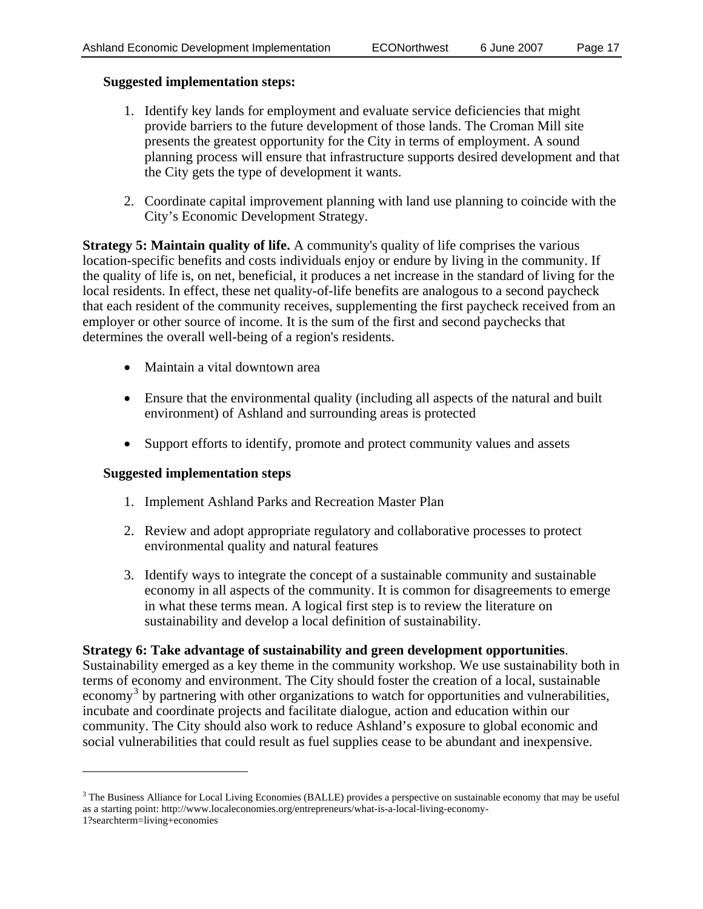**Suggested implementation steps:**

1. Identify key lands for employment and evaluate service deficiencies that might provide barriers to the future development of those lands. The Croman Mill site presents the greatest opportunity for the City in terms of employment. A sound planning process will ensure that infrastructure supports desired development and that the City gets the type of development it wants.

2. Coordinate capital improvement planning with land use planning to coincide with the City's Economic Development Strategy.

**Strategy 5: Maintain quality of life.** A community's quality of life comprises the various location-specific benefits and costs individuals enjoy or endure by living in the community. If the quality of life is, on net, beneficial, it produces a net increase in the standard of living for the local residents. In effect, these net quality-of-life benefits are analogous to a second paycheck that each resident of the community receives, supplementing the first paycheck received from an employer or other source of income. It is the sum of the first and second paychecks that determines the overall well-being of a region's residents.

- Maintain a vital downtown area

- Ensure that the environmental quality (including all aspects of the natural and built environment) of Ashland and surrounding areas is protected

- Support efforts to identify, promote and protect community values and assets

**Suggested implementation steps**

1. Implement Ashland Parks and Recreation Master Plan

2. Review and adopt appropriate regulatory and collaborative processes to protect environmental quality and natural features

3. Identify ways to integrate the concept of a sustainable community and sustainable economy in all aspects of the community. It is common for disagreements to emerge in what these terms mean. A logical first step is to review the literature on sustainability and develop a local definition of sustainability.

**Strategy 6: Take advantage of sustainability and green development opportunities**. Sustainability emerged as a key theme in the community workshop. We use sustainability both in terms of economy and environment. The City should foster the creation of a local, sustainable economy[3] by partnering with other organizations to watch for opportunities and vulnerabilities, incubate and coordinate projects and facilitate dialogue, action and education within our community. The City should also work to reduce Ashland's exposure to global economic and social vulnerabilities that could result as fuel supplies cease to be abundant and inexpensive.

---

[3] The Business Alliance for Local Living Economies (BALLE) provides a perspective on sustainable economy that may be useful as a starting point: http://www.localeconomies.org/entrepreneurs/what-is-a-local-living-economy-1?searchterm=living+economies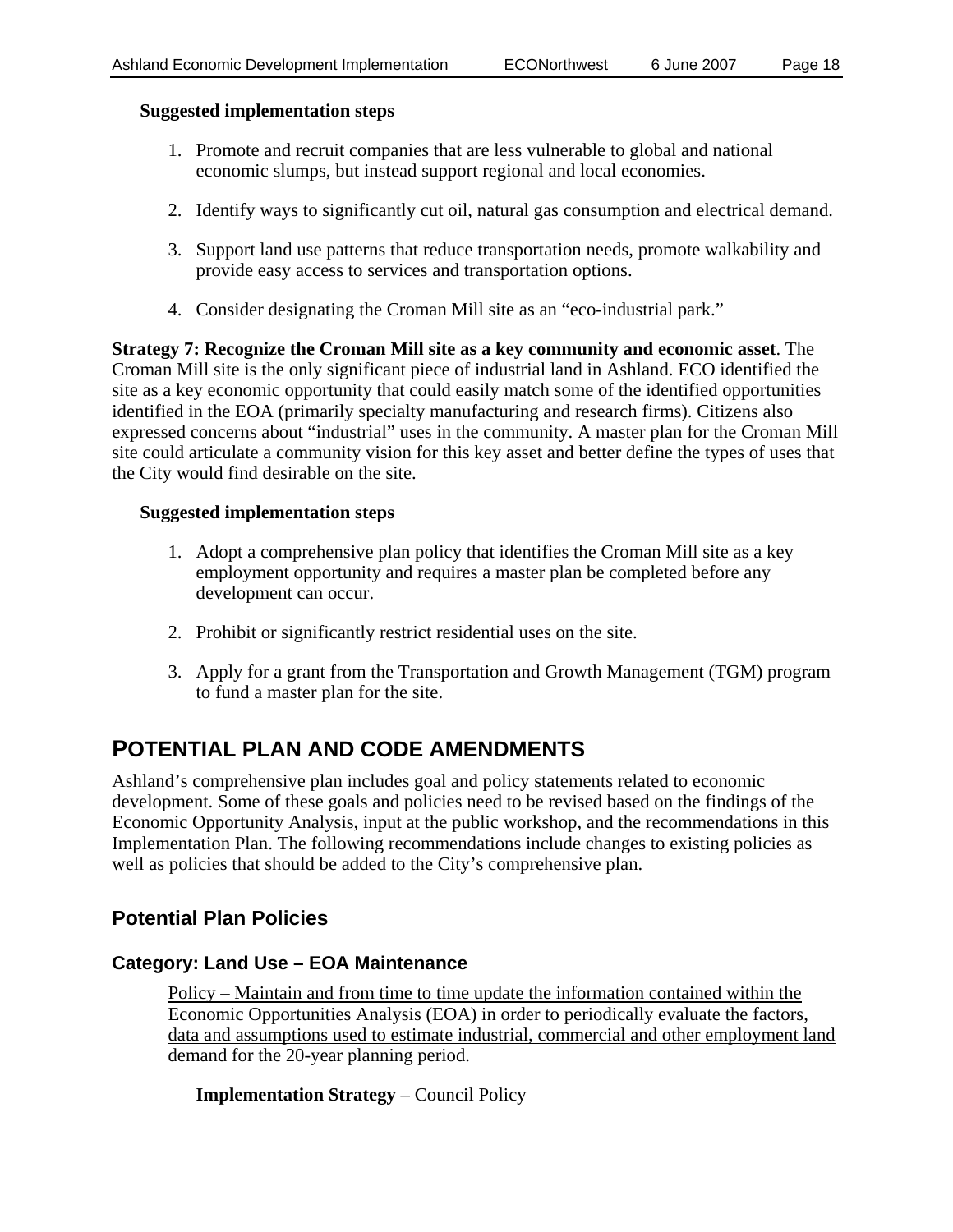**Suggested implementation steps**

1. Promote and recruit companies that are less vulnerable to global and national economic slumps, but instead support regional and local economies.

2. Identify ways to significantly cut oil, natural gas consumption and electrical demand.

3. Support land use patterns that reduce transportation needs, promote walkability and provide easy access to services and transportation options.

4. Consider designating the Croman Mill site as an "eco-industrial park."

**Strategy 7: Recognize the Croman Mill site as a key community and economic asset**. The Croman Mill site is the only significant piece of industrial land in Ashland. ECO identified the site as a key economic opportunity that could easily match some of the identified opportunities identified in the EOA (primarily specialty manufacturing and research firms). Citizens also expressed concerns about "industrial" uses in the community. A master plan for the Croman Mill site could articulate a community vision for this key asset and better define the types of uses that the City would find desirable on the site.

**Suggested implementation steps**

1. Adopt a comprehensive plan policy that identifies the Croman Mill site as a key employment opportunity and requires a master plan be completed before any development can occur.

2. Prohibit or significantly restrict residential uses on the site.

3. Apply for a grant from the Transportation and Growth Management (TGM) program to fund a master plan for the site.

# POTENTIAL PLAN AND CODE AMENDMENTS

Ashland's comprehensive plan includes goal and policy statements related to economic development. Some of these goals and policies need to be revised based on the findings of the Economic Opportunity Analysis, input at the public workshop, and the recommendations in this Implementation Plan. The following recommendations include changes to existing policies as well as policies that should be added to the City's comprehensive plan.

## Potential Plan Policies

### Category: Land Use – EOA Maintenance

<u>Policy – Maintain and from time to time update the information contained within the Economic Opportunities Analysis (EOA) in order to periodically evaluate the factors, data and assumptions used to estimate industrial, commercial and other employment land demand for the 20-year planning period.</u>

**Implementation Strategy** – Council Policy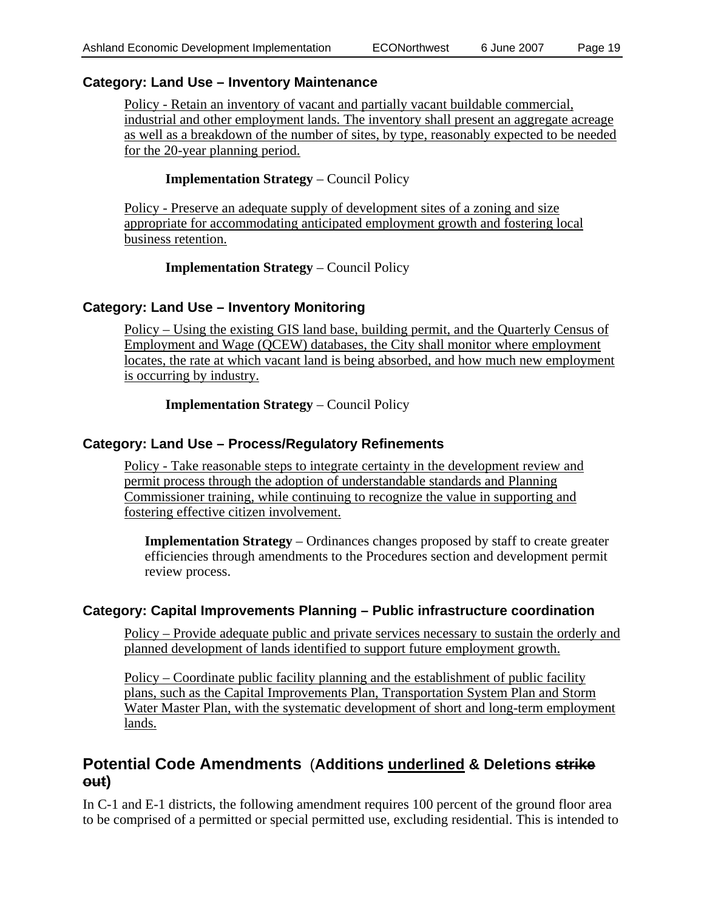### Category: Land Use – Inventory Maintenance

<u>Policy - Retain an inventory of vacant and partially vacant buildable commercial, industrial and other employment lands. The inventory shall present an aggregate acreage as well as a breakdown of the number of sites, by type, reasonably expected to be needed for the 20-year planning period.</u>

**Implementation Strategy** – Council Policy

<u>Policy - Preserve an adequate supply of development sites of a zoning and size appropriate for accommodating anticipated employment growth and fostering local business retention.</u>

**Implementation Strategy** – Council Policy

### Category: Land Use – Inventory Monitoring

<u>Policy – Using the existing GIS land base, building permit, and the Quarterly Census of Employment and Wage (QCEW) databases, the City shall monitor where employment locates, the rate at which vacant land is being absorbed, and how much new employment is occurring by industry.</u>

**Implementation Strategy** – Council Policy

### Category: Land Use – Process/Regulatory Refinements

<u>Policy - Take reasonable steps to integrate certainty in the development review and permit process through the adoption of understandable standards and Planning Commissioner training, while continuing to recognize the value in supporting and fostering effective citizen involvement.</u>

**Implementation Strategy** – Ordinances changes proposed by staff to create greater efficiencies through amendments to the Procedures section and development permit review process.

### Category: Capital Improvements Planning – Public infrastructure coordination

<u>Policy – Provide adequate public and private services necessary to sustain the orderly and planned development of lands identified to support future employment growth.</u>

<u>Policy – Coordinate public facility planning and the establishment of public facility plans, such as the Capital Improvements Plan, Transportation System Plan and Storm Water Master Plan, with the systematic development of short and long-term employment lands.</u>

## Potential Code Amendments (Additions <u>underlined</u> & Deletions ~~strike out~~)

In C-1 and E-1 districts, the following amendment requires 100 percent of the ground floor area to be comprised of a permitted or special permitted use, excluding residential. This is intended to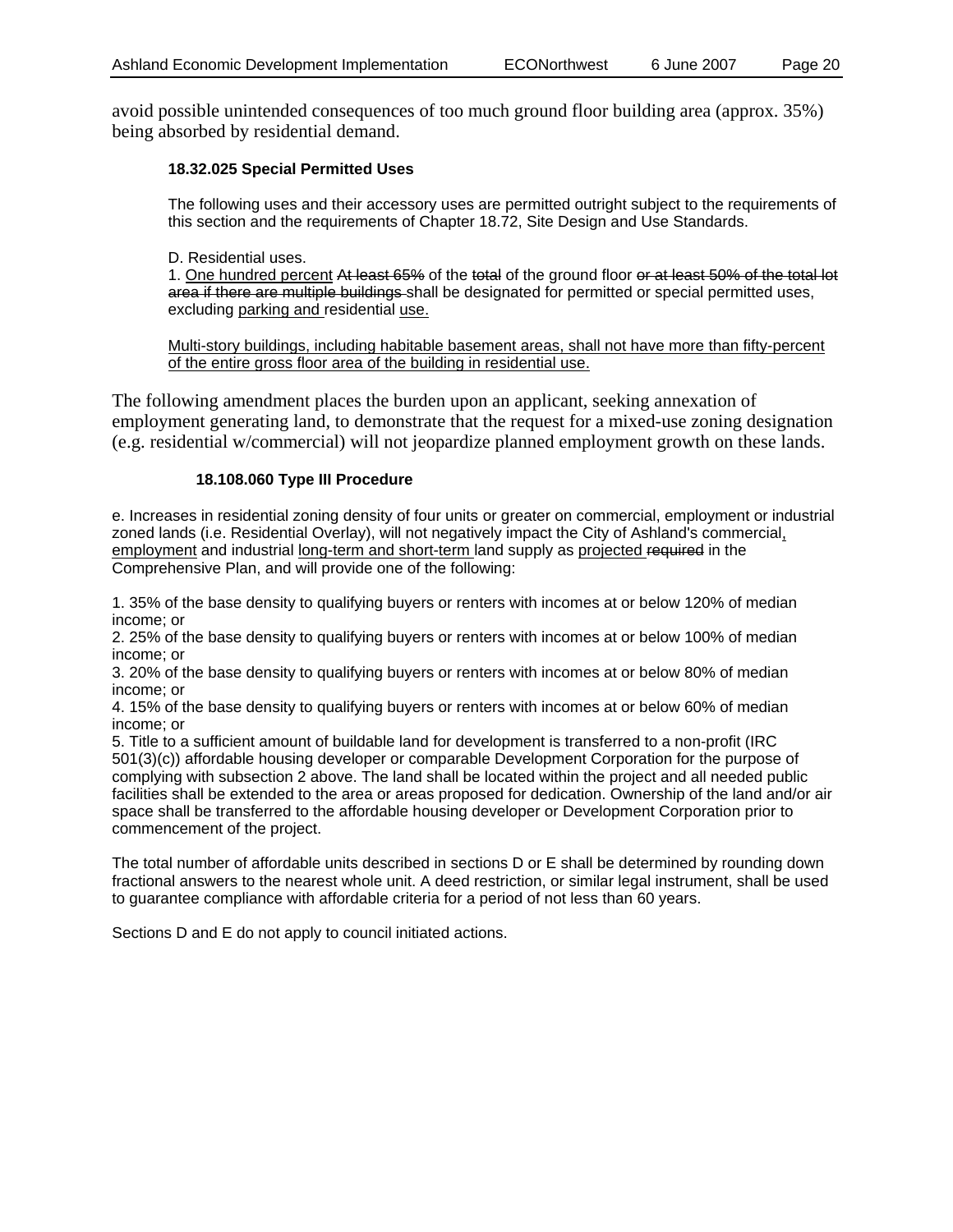avoid possible unintended consequences of too much ground floor building area (approx. 35%) being absorbed by residential demand.

**18.32.025 Special Permitted Uses**

The following uses and their accessory uses are permitted outright subject to the requirements of this section and the requirements of Chapter 18.72, Site Design and Use Standards.

D. Residential uses.
1. <u>One hundred percent</u> ~~At least 65%~~ of the ~~total~~ of the ground floor ~~or at least 50% of the total lot area if there are multiple buildings~~ shall be designated for permitted or special permitted uses, excluding <u>parking and</u> residential <u>use.</u>

<u>Multi-story buildings, including habitable basement areas, shall not have more than fifty-percent of the entire gross floor area of the building in residential use.</u>

The following amendment places the burden upon an applicant, seeking annexation of employment generating land, to demonstrate that the request for a mixed-use zoning designation (e.g. residential w/commercial) will not jeopardize planned employment growth on these lands.

**18.108.060 Type III Procedure**

e. Increases in residential zoning density of four units or greater on commercial, employment or industrial zoned lands (i.e. Residential Overlay), will not negatively impact the City of Ashland's commercial<u>, employment</u> and industrial <u>long-term and short-term</u> land supply as <u>projected</u> ~~required~~ in the Comprehensive Plan, and will provide one of the following:

1. 35% of the base density to qualifying buyers or renters with incomes at or below 120% of median income; or
2. 25% of the base density to qualifying buyers or renters with incomes at or below 100% of median income; or
3. 20% of the base density to qualifying buyers or renters with incomes at or below 80% of median income; or
4. 15% of the base density to qualifying buyers or renters with incomes at or below 60% of median income; or
5. Title to a sufficient amount of buildable land for development is transferred to a non-profit (IRC 501(3)(c)) affordable housing developer or comparable Development Corporation for the purpose of complying with subsection 2 above. The land shall be located within the project and all needed public facilities shall be extended to the area or areas proposed for dedication. Ownership of the land and/or air space shall be transferred to the affordable housing developer or Development Corporation prior to commencement of the project.

The total number of affordable units described in sections D or E shall be determined by rounding down fractional answers to the nearest whole unit. A deed restriction, or similar legal instrument, shall be used to guarantee compliance with affordable criteria for a period of not less than 60 years.

Sections D and E do not apply to council initiated actions.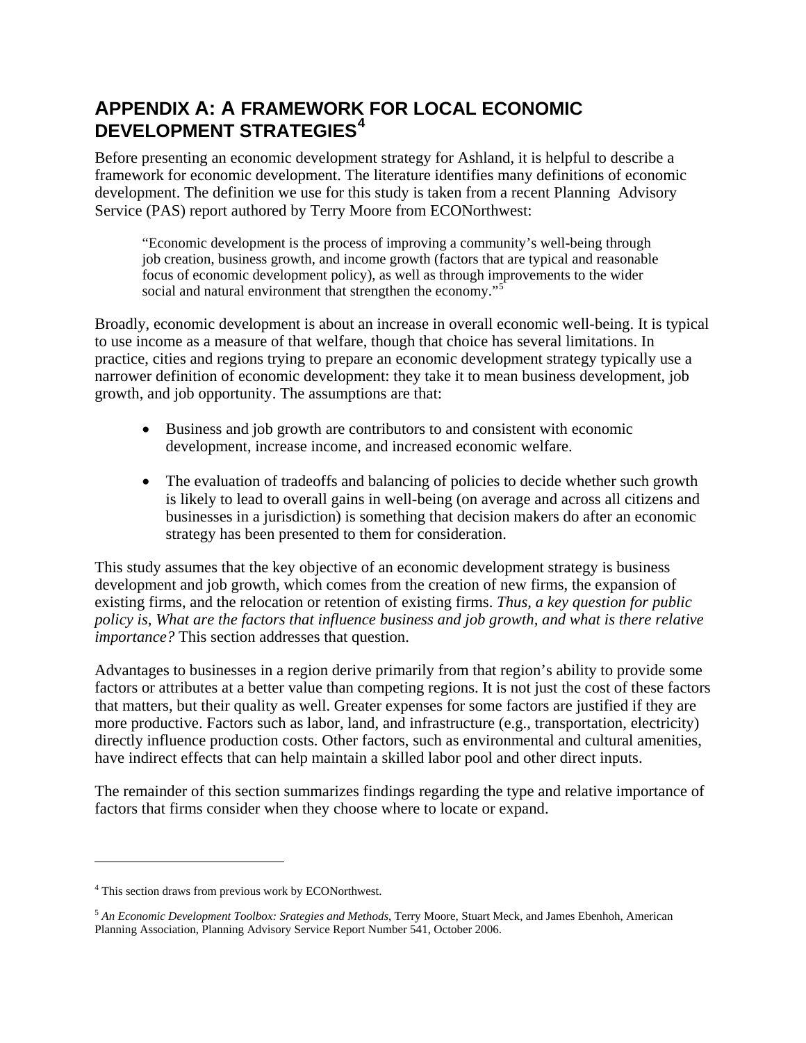# APPENDIX A: A FRAMEWORK FOR LOCAL ECONOMIC DEVELOPMENT STRATEGIES[4]

Before presenting an economic development strategy for Ashland, it is helpful to describe a framework for economic development. The literature identifies many definitions of economic development. The definition we use for this study is taken from a recent Planning Advisory Service (PAS) report authored by Terry Moore from ECONorthwest:

> "Economic development is the process of improving a community's well-being through job creation, business growth, and income growth (factors that are typical and reasonable focus of economic development policy), as well as through improvements to the wider social and natural environment that strengthen the economy."[5]

Broadly, economic development is about an increase in overall economic well-being. It is typical to use income as a measure of that welfare, though that choice has several limitations. In practice, cities and regions trying to prepare an economic development strategy typically use a narrower definition of economic development: they take it to mean business development, job growth, and job opportunity. The assumptions are that:

- Business and job growth are contributors to and consistent with economic development, increase income, and increased economic welfare.
- The evaluation of tradeoffs and balancing of policies to decide whether such growth is likely to lead to overall gains in well-being (on average and across all citizens and businesses in a jurisdiction) is something that decision makers do after an economic strategy has been presented to them for consideration.

This study assumes that the key objective of an economic development strategy is business development and job growth, which comes from the creation of new firms, the expansion of existing firms, and the relocation or retention of existing firms. *Thus, a key question for public policy is, What are the factors that influence business and job growth, and what is there relative importance?* This section addresses that question.

Advantages to businesses in a region derive primarily from that region's ability to provide some factors or attributes at a better value than competing regions. It is not just the cost of these factors that matters, but their quality as well. Greater expenses for some factors are justified if they are more productive. Factors such as labor, land, and infrastructure (e.g., transportation, electricity) directly influence production costs. Other factors, such as environmental and cultural amenities, have indirect effects that can help maintain a skilled labor pool and other direct inputs.

The remainder of this section summarizes findings regarding the type and relative importance of factors that firms consider when they choose where to locate or expand.

---

[4] This section draws from previous work by ECONorthwest.

[5] *An Economic Development Toolbox: Srategies and Methods*, Terry Moore, Stuart Meck, and James Ebenhoh, American Planning Association, Planning Advisory Service Report Number 541, October 2006.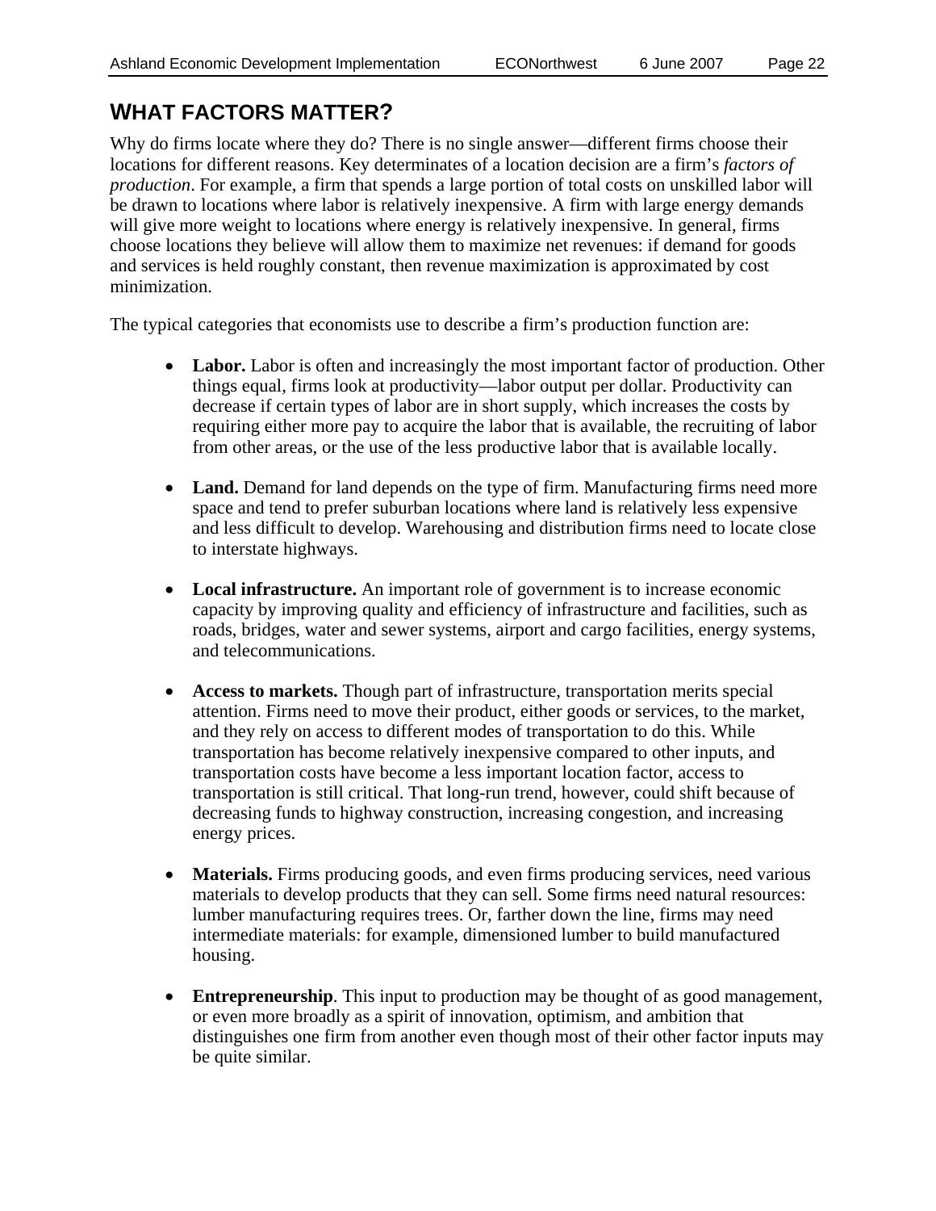## WHAT FACTORS MATTER?

Why do firms locate where they do? There is no single answer—different firms choose their locations for different reasons. Key determinates of a location decision are a firm's *factors of production*. For example, a firm that spends a large portion of total costs on unskilled labor will be drawn to locations where labor is relatively inexpensive. A firm with large energy demands will give more weight to locations where energy is relatively inexpensive. In general, firms choose locations they believe will allow them to maximize net revenues: if demand for goods and services is held roughly constant, then revenue maximization is approximated by cost minimization.

The typical categories that economists use to describe a firm's production function are:

- **Labor.** Labor is often and increasingly the most important factor of production. Other things equal, firms look at productivity—labor output per dollar. Productivity can decrease if certain types of labor are in short supply, which increases the costs by requiring either more pay to acquire the labor that is available, the recruiting of labor from other areas, or the use of the less productive labor that is available locally.

- **Land.** Demand for land depends on the type of firm. Manufacturing firms need more space and tend to prefer suburban locations where land is relatively less expensive and less difficult to develop. Warehousing and distribution firms need to locate close to interstate highways.

- **Local infrastructure.** An important role of government is to increase economic capacity by improving quality and efficiency of infrastructure and facilities, such as roads, bridges, water and sewer systems, airport and cargo facilities, energy systems, and telecommunications.

- **Access to markets.** Though part of infrastructure, transportation merits special attention. Firms need to move their product, either goods or services, to the market, and they rely on access to different modes of transportation to do this. While transportation has become relatively inexpensive compared to other inputs, and transportation costs have become a less important location factor, access to transportation is still critical. That long-run trend, however, could shift because of decreasing funds to highway construction, increasing congestion, and increasing energy prices.

- **Materials.** Firms producing goods, and even firms producing services, need various materials to develop products that they can sell. Some firms need natural resources: lumber manufacturing requires trees. Or, farther down the line, firms may need intermediate materials: for example, dimensioned lumber to build manufactured housing.

- **Entrepreneurship**. This input to production may be thought of as good management, or even more broadly as a spirit of innovation, optimism, and ambition that distinguishes one firm from another even though most of their other factor inputs may be quite similar.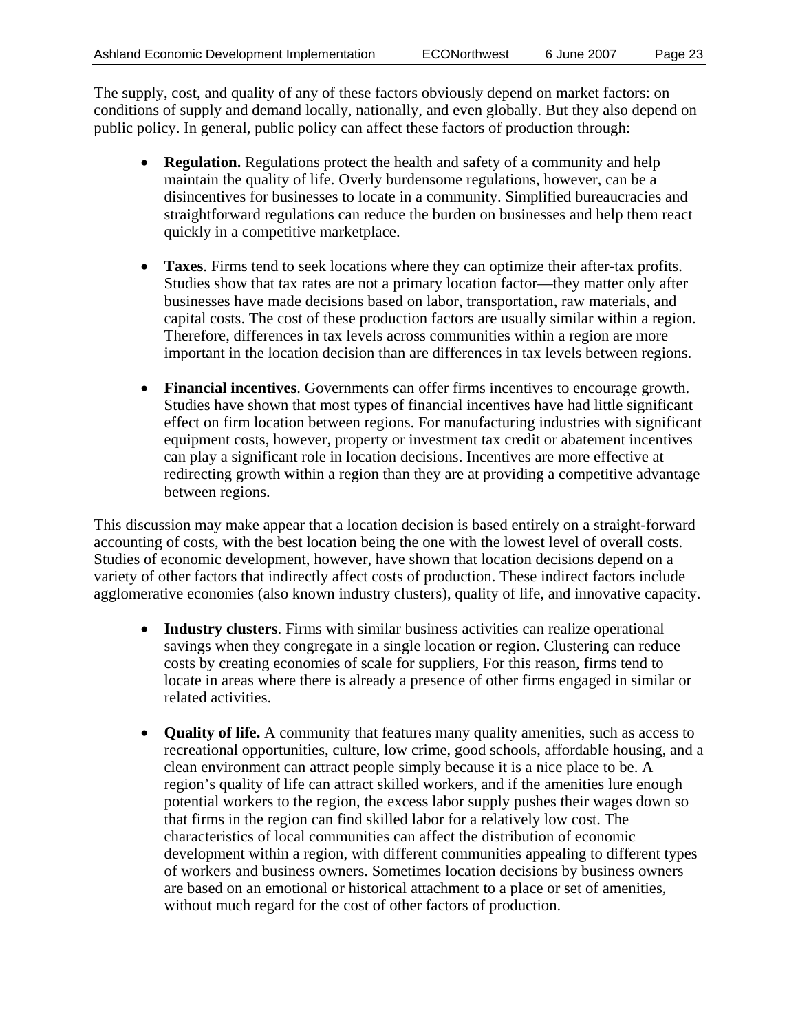The supply, cost, and quality of any of these factors obviously depend on market factors: on conditions of supply and demand locally, nationally, and even globally. But they also depend on public policy. In general, public policy can affect these factors of production through:

- **Regulation.** Regulations protect the health and safety of a community and help maintain the quality of life. Overly burdensome regulations, however, can be a disincentives for businesses to locate in a community. Simplified bureaucracies and straightforward regulations can reduce the burden on businesses and help them react quickly in a competitive marketplace.

- **Taxes**. Firms tend to seek locations where they can optimize their after-tax profits. Studies show that tax rates are not a primary location factor—they matter only after businesses have made decisions based on labor, transportation, raw materials, and capital costs. The cost of these production factors are usually similar within a region. Therefore, differences in tax levels across communities within a region are more important in the location decision than are differences in tax levels between regions.

- **Financial incentives**. Governments can offer firms incentives to encourage growth. Studies have shown that most types of financial incentives have had little significant effect on firm location between regions. For manufacturing industries with significant equipment costs, however, property or investment tax credit or abatement incentives can play a significant role in location decisions. Incentives are more effective at redirecting growth within a region than they are at providing a competitive advantage between regions.

This discussion may make appear that a location decision is based entirely on a straight-forward accounting of costs, with the best location being the one with the lowest level of overall costs. Studies of economic development, however, have shown that location decisions depend on a variety of other factors that indirectly affect costs of production. These indirect factors include agglomerative economies (also known industry clusters), quality of life, and innovative capacity.

- **Industry clusters**. Firms with similar business activities can realize operational savings when they congregate in a single location or region. Clustering can reduce costs by creating economies of scale for suppliers, For this reason, firms tend to locate in areas where there is already a presence of other firms engaged in similar or related activities.

- **Quality of life.** A community that features many quality amenities, such as access to recreational opportunities, culture, low crime, good schools, affordable housing, and a clean environment can attract people simply because it is a nice place to be. A region's quality of life can attract skilled workers, and if the amenities lure enough potential workers to the region, the excess labor supply pushes their wages down so that firms in the region can find skilled labor for a relatively low cost. The characteristics of local communities can affect the distribution of economic development within a region, with different communities appealing to different types of workers and business owners. Sometimes location decisions by business owners are based on an emotional or historical attachment to a place or set of amenities, without much regard for the cost of other factors of production.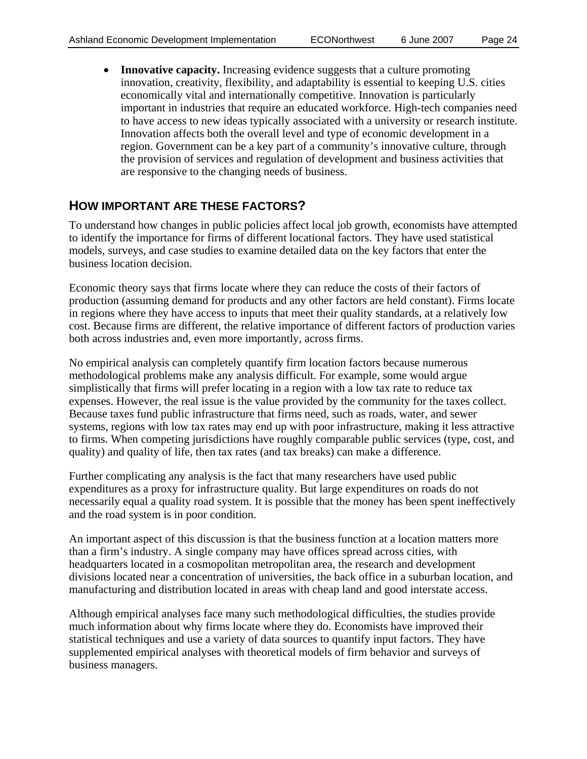- **Innovative capacity.** Increasing evidence suggests that a culture promoting innovation, creativity, flexibility, and adaptability is essential to keeping U.S. cities economically vital and internationally competitive. Innovation is particularly important in industries that require an educated workforce. High-tech companies need to have access to new ideas typically associated with a university or research institute. Innovation affects both the overall level and type of economic development in a region. Government can be a key part of a community's innovative culture, through the provision of services and regulation of development and business activities that are responsive to the changing needs of business.

## HOW IMPORTANT ARE THESE FACTORS?

To understand how changes in public policies affect local job growth, economists have attempted to identify the importance for firms of different locational factors. They have used statistical models, surveys, and case studies to examine detailed data on the key factors that enter the business location decision.

Economic theory says that firms locate where they can reduce the costs of their factors of production (assuming demand for products and any other factors are held constant). Firms locate in regions where they have access to inputs that meet their quality standards, at a relatively low cost. Because firms are different, the relative importance of different factors of production varies both across industries and, even more importantly, across firms.

No empirical analysis can completely quantify firm location factors because numerous methodological problems make any analysis difficult. For example, some would argue simplistically that firms will prefer locating in a region with a low tax rate to reduce tax expenses. However, the real issue is the value provided by the community for the taxes collect. Because taxes fund public infrastructure that firms need, such as roads, water, and sewer systems, regions with low tax rates may end up with poor infrastructure, making it less attractive to firms. When competing jurisdictions have roughly comparable public services (type, cost, and quality) and quality of life, then tax rates (and tax breaks) can make a difference.

Further complicating any analysis is the fact that many researchers have used public expenditures as a proxy for infrastructure quality. But large expenditures on roads do not necessarily equal a quality road system. It is possible that the money has been spent ineffectively and the road system is in poor condition.

An important aspect of this discussion is that the business function at a location matters more than a firm's industry. A single company may have offices spread across cities, with headquarters located in a cosmopolitan metropolitan area, the research and development divisions located near a concentration of universities, the back office in a suburban location, and manufacturing and distribution located in areas with cheap land and good interstate access.

Although empirical analyses face many such methodological difficulties, the studies provide much information about why firms locate where they do. Economists have improved their statistical techniques and use a variety of data sources to quantify input factors. They have supplemented empirical analyses with theoretical models of firm behavior and surveys of business managers.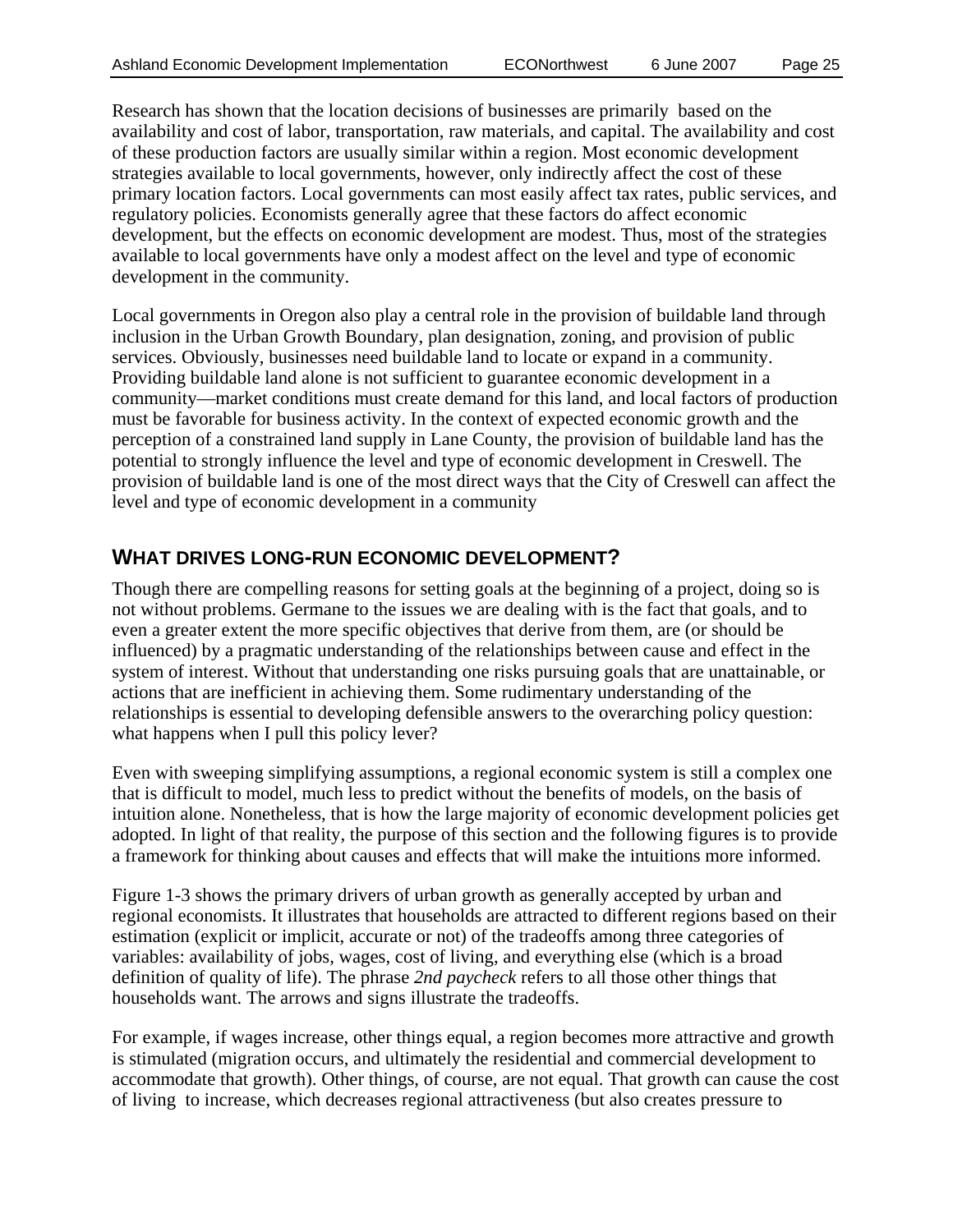Research has shown that the location decisions of businesses are primarily based on the availability and cost of labor, transportation, raw materials, and capital. The availability and cost of these production factors are usually similar within a region. Most economic development strategies available to local governments, however, only indirectly affect the cost of these primary location factors. Local governments can most easily affect tax rates, public services, and regulatory policies. Economists generally agree that these factors do affect economic development, but the effects on economic development are modest. Thus, most of the strategies available to local governments have only a modest affect on the level and type of economic development in the community.

Local governments in Oregon also play a central role in the provision of buildable land through inclusion in the Urban Growth Boundary, plan designation, zoning, and provision of public services. Obviously, businesses need buildable land to locate or expand in a community. Providing buildable land alone is not sufficient to guarantee economic development in a community—market conditions must create demand for this land, and local factors of production must be favorable for business activity. In the context of expected economic growth and the perception of a constrained land supply in Lane County, the provision of buildable land has the potential to strongly influence the level and type of economic development in Creswell. The provision of buildable land is one of the most direct ways that the City of Creswell can affect the level and type of economic development in a community

## WHAT DRIVES LONG-RUN ECONOMIC DEVELOPMENT?

Though there are compelling reasons for setting goals at the beginning of a project, doing so is not without problems. Germane to the issues we are dealing with is the fact that goals, and to even a greater extent the more specific objectives that derive from them, are (or should be influenced) by a pragmatic understanding of the relationships between cause and effect in the system of interest. Without that understanding one risks pursuing goals that are unattainable, or actions that are inefficient in achieving them. Some rudimentary understanding of the relationships is essential to developing defensible answers to the overarching policy question: what happens when I pull this policy lever?

Even with sweeping simplifying assumptions, a regional economic system is still a complex one that is difficult to model, much less to predict without the benefits of models, on the basis of intuition alone. Nonetheless, that is how the large majority of economic development policies get adopted. In light of that reality, the purpose of this section and the following figures is to provide a framework for thinking about causes and effects that will make the intuitions more informed.

Figure 1-3 shows the primary drivers of urban growth as generally accepted by urban and regional economists. It illustrates that households are attracted to different regions based on their estimation (explicit or implicit, accurate or not) of the tradeoffs among three categories of variables: availability of jobs, wages, cost of living, and everything else (which is a broad definition of quality of life). The phrase *2nd paycheck* refers to all those other things that households want. The arrows and signs illustrate the tradeoffs.

For example, if wages increase, other things equal, a region becomes more attractive and growth is stimulated (migration occurs, and ultimately the residential and commercial development to accommodate that growth). Other things, of course, are not equal. That growth can cause the cost of living to increase, which decreases regional attractiveness (but also creates pressure to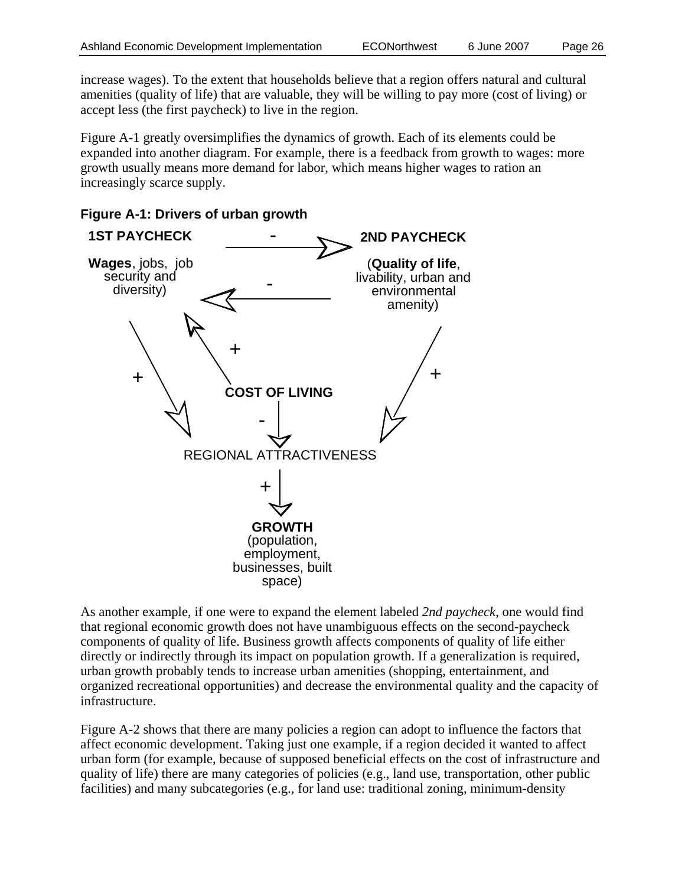increase wages). To the extent that households believe that a region offers natural and cultural amenities (quality of life) that are valuable, they will be willing to pay more (cost of living) or accept less (the first paycheck) to live in the region.

Figure A-1 greatly oversimplifies the dynamics of growth. Each of its elements could be expanded into another diagram. For example, there is a feedback from growth to wages: more growth usually means more demand for labor, which means higher wages to ration an increasingly scarce supply.

**Figure A-1: Drivers of urban growth**

**1ST PAYCHECK**

**Wages**, jobs, job security and diversity)

**2ND PAYCHECK**

(**Quality of life**, livability, urban and environmental amenity)

**COST OF LIVING**

REGIONAL ATTRACTIVENESS

**GROWTH** (population, employment, businesses, built space)

As another example, if one were to expand the element labeled *2nd paycheck*, one would find that regional economic growth does not have unambiguous effects on the second-paycheck components of quality of life. Business growth affects components of quality of life either directly or indirectly through its impact on population growth. If a generalization is required, urban growth probably tends to increase urban amenities (shopping, entertainment, and organized recreational opportunities) and decrease the environmental quality and the capacity of infrastructure.

Figure A-2 shows that there are many policies a region can adopt to influence the factors that affect economic development. Taking just one example, if a region decided it wanted to affect urban form (for example, because of supposed beneficial effects on the cost of infrastructure and quality of life) there are many categories of policies (e.g., land use, transportation, other public facilities) and many subcategories (e.g., for land use: traditional zoning, minimum-density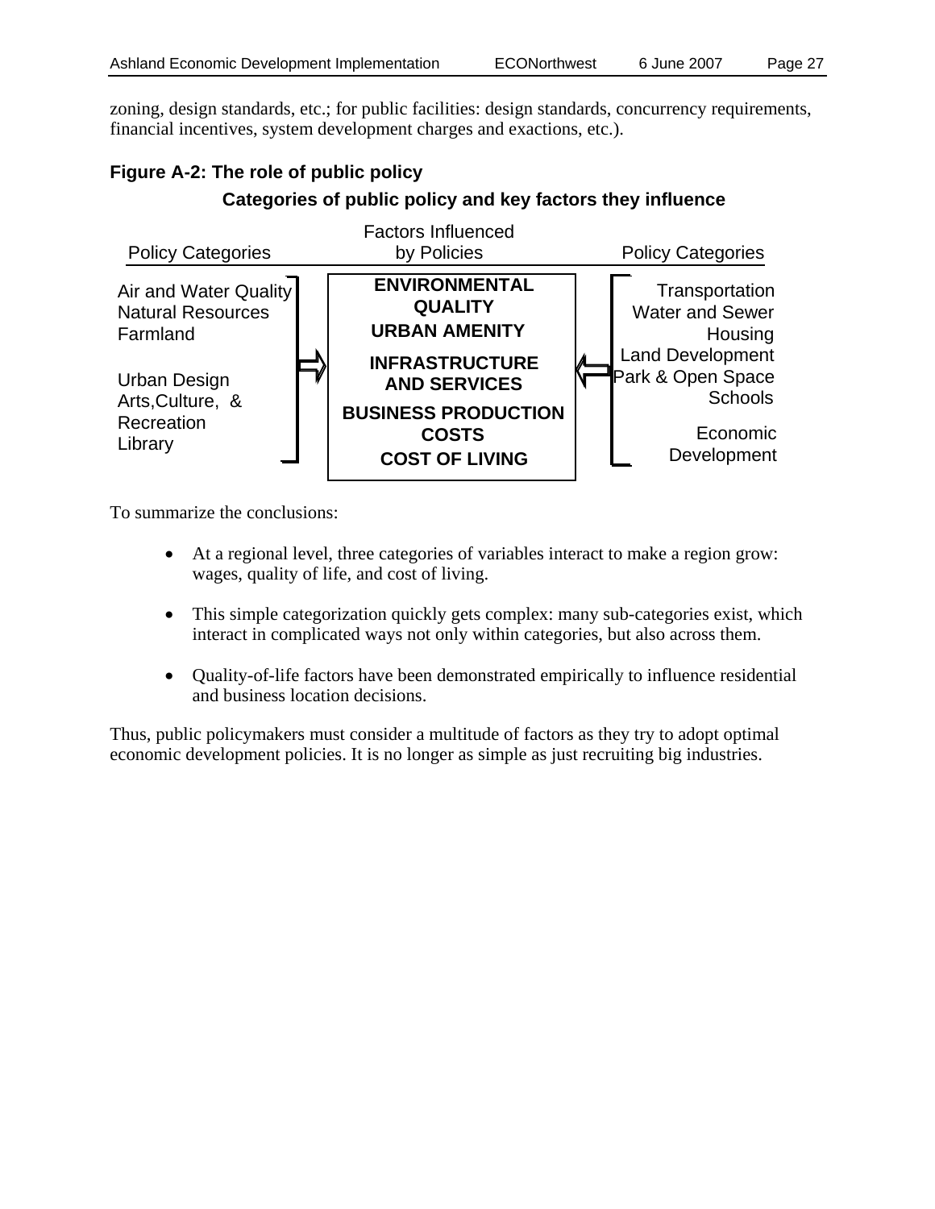zoning, design standards, etc.; for public facilities: design standards, concurrency requirements, financial incentives, system development charges and exactions, etc.).

**Figure A-2: The role of public policy**

**Categories of public policy and key factors they influence**

| Policy Categories | Factors Influenced by Policies | Policy Categories |
|---|---|---|
| Air and Water Quality<br>Natural Resources<br>Farmland<br><br>Urban Design<br>Arts, Culture, & Recreation<br>Library | **ENVIRONMENTAL QUALITY**<br>**URBAN AMENITY**<br>**INFRASTRUCTURE AND SERVICES**<br>**BUSINESS PRODUCTION COSTS**<br>**COST OF LIVING** | Transportation<br>Water and Sewer<br>Housing<br>Land Development<br>Park & Open Space<br>Schools<br><br>Economic Development |

To summarize the conclusions:

- At a regional level, three categories of variables interact to make a region grow: wages, quality of life, and cost of living.
- This simple categorization quickly gets complex: many sub-categories exist, which interact in complicated ways not only within categories, but also across them.
- Quality-of-life factors have been demonstrated empirically to influence residential and business location decisions.

Thus, public policymakers must consider a multitude of factors as they try to adopt optimal economic development policies. It is no longer as simple as just recruiting big industries.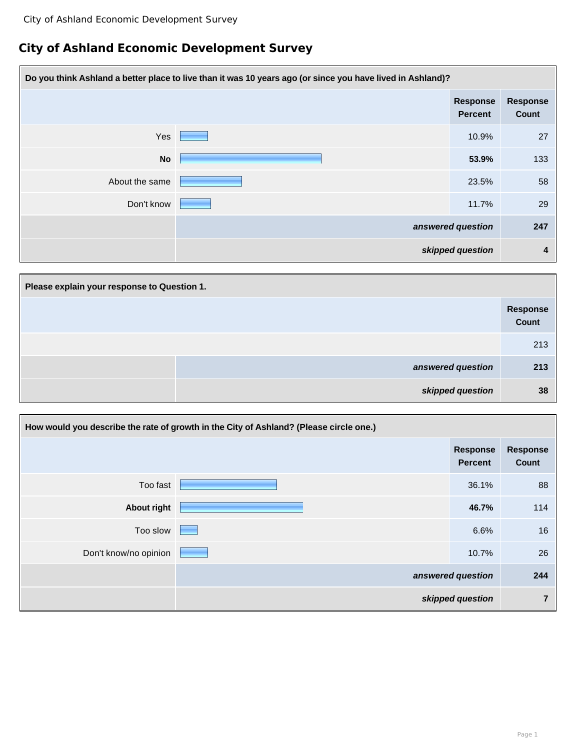# City of Ashland Economic Development Survey

| Do you think Ashland a better place to live than it was 10 years ago (or since you have lived in Ashland)? | Response Percent | Response Count |
|---|---|---|
| Yes | 10.9% | 27 |
| **No** | **53.9%** | 133 |
| About the same | 23.5% | 58 |
| Don't know | 11.7% | 29 |
| ***answered question*** | | **247** |
| ***skipped question*** | | **4** |

| Please explain your response to Question 1. | Response Count |
|---|---|
| | 213 |
| ***answered question*** | **213** |
| ***skipped question*** | **38** |

| How would you describe the rate of growth in the City of Ashland? (Please circle one.) | Response Percent | Response Count |
|---|---|---|
| Too fast | 36.1% | 88 |
| **About right** | **46.7%** | 114 |
| Too slow | 6.6% | 16 |
| Don't know/no opinion | 10.7% | 26 |
| ***answered question*** | | **244** |
| ***skipped question*** | | **7** |